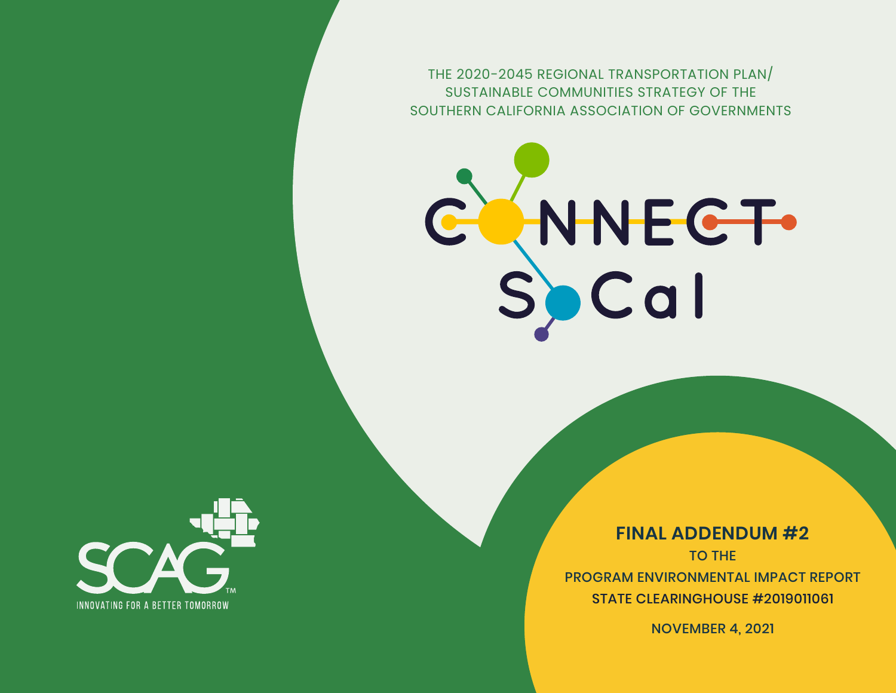THE 2020-2045 REGIONAL TRANSPORTATION PLAN/
SUSTAINABLE COMMUNITIES STRATEGY OF THE
SOUTHERN CALIFORNIA ASSOCIATION OF GOVERNMENTS

# CONNECT SoCal

SCAG™

INNOVATING FOR A BETTER TOMORROW

## FINAL ADDENDUM #2

TO THE

PROGRAM ENVIRONMENTAL IMPACT REPORT

STATE CLEARINGHOUSE #2019011061

NOVEMBER 4, 2021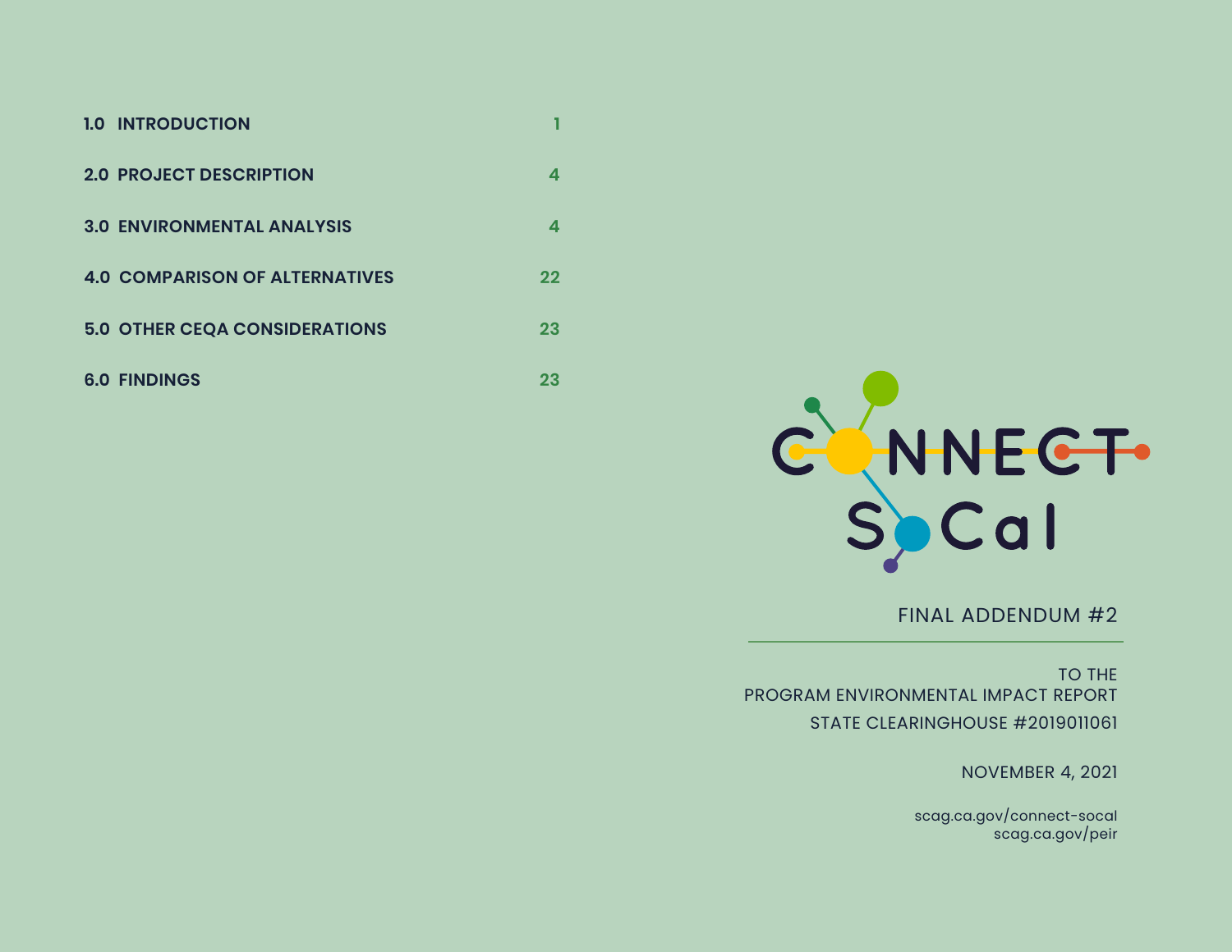| | |
|---|---|
| **1.0 INTRODUCTION** | 1 |
| **2.0 PROJECT DESCRIPTION** | 4 |
| **3.0 ENVIRONMENTAL ANALYSIS** | 4 |
| **4.0 COMPARISON OF ALTERNATIVES** | 22 |
| **5.0 OTHER CEQA CONSIDERATIONS** | 23 |
| **6.0 FINDINGS** | 23 |

CONNECT SoCal

FINAL ADDENDUM #2

TO THE
PROGRAM ENVIRONMENTAL IMPACT REPORT
STATE CLEARINGHOUSE #2019011061

NOVEMBER 4, 2021

scag.ca.gov/connect-socal
scag.ca.gov/peir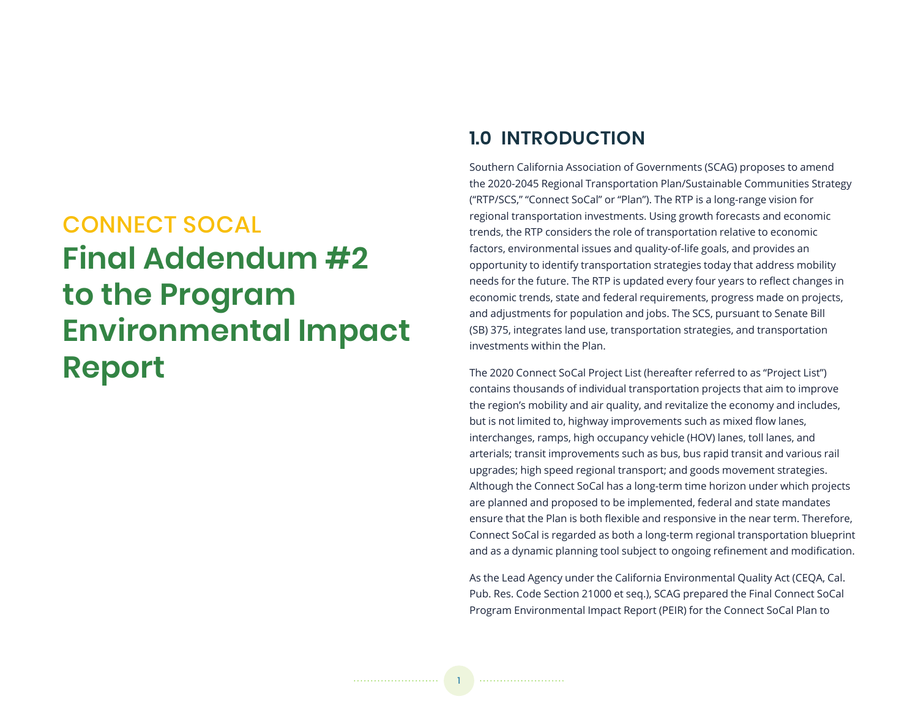CONNECT SOCAL

# Final Addendum #2 to the Program Environmental Impact Report

## 1.0 INTRODUCTION

Southern California Association of Governments (SCAG) proposes to amend the 2020-2045 Regional Transportation Plan/Sustainable Communities Strategy ("RTP/SCS," "Connect SoCal" or "Plan"). The RTP is a long-range vision for regional transportation investments. Using growth forecasts and economic trends, the RTP considers the role of transportation relative to economic factors, environmental issues and quality-of-life goals, and provides an opportunity to identify transportation strategies today that address mobility needs for the future. The RTP is updated every four years to reflect changes in economic trends, state and federal requirements, progress made on projects, and adjustments for population and jobs. The SCS, pursuant to Senate Bill (SB) 375, integrates land use, transportation strategies, and transportation investments within the Plan.

The 2020 Connect SoCal Project List (hereafter referred to as "Project List") contains thousands of individual transportation projects that aim to improve the region's mobility and air quality, and revitalize the economy and includes, but is not limited to, highway improvements such as mixed flow lanes, interchanges, ramps, high occupancy vehicle (HOV) lanes, toll lanes, and arterials; transit improvements such as bus, bus rapid transit and various rail upgrades; high speed regional transport; and goods movement strategies. Although the Connect SoCal has a long-term time horizon under which projects are planned and proposed to be implemented, federal and state mandates ensure that the Plan is both flexible and responsive in the near term. Therefore, Connect SoCal is regarded as both a long-term regional transportation blueprint and as a dynamic planning tool subject to ongoing refinement and modification.

As the Lead Agency under the California Environmental Quality Act (CEQA, Cal. Pub. Res. Code Section 21000 et seq.), SCAG prepared the Final Connect SoCal Program Environmental Impact Report (PEIR) for the Connect SoCal Plan to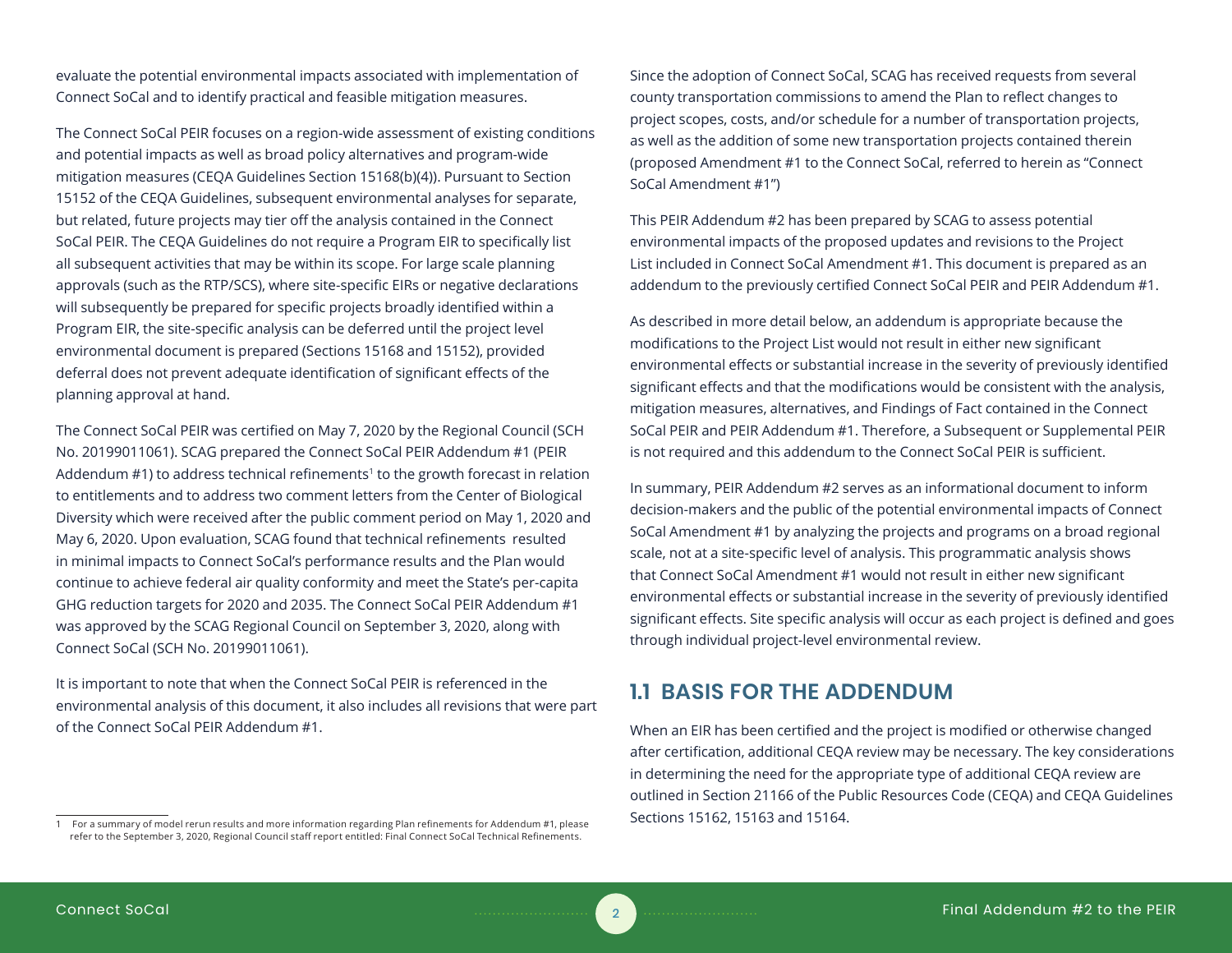evaluate the potential environmental impacts associated with implementation of Connect SoCal and to identify practical and feasible mitigation measures.

The Connect SoCal PEIR focuses on a region-wide assessment of existing conditions and potential impacts as well as broad policy alternatives and program-wide mitigation measures (CEQA Guidelines Section 15168(b)(4)). Pursuant to Section 15152 of the CEQA Guidelines, subsequent environmental analyses for separate, but related, future projects may tier off the analysis contained in the Connect SoCal PEIR. The CEQA Guidelines do not require a Program EIR to specifically list all subsequent activities that may be within its scope. For large scale planning approvals (such as the RTP/SCS), where site-specific EIRs or negative declarations will subsequently be prepared for specific projects broadly identified within a Program EIR, the site-specific analysis can be deferred until the project level environmental document is prepared (Sections 15168 and 15152), provided deferral does not prevent adequate identification of significant effects of the planning approval at hand.

The Connect SoCal PEIR was certified on May 7, 2020 by the Regional Council (SCH No. 20199011061). SCAG prepared the Connect SoCal PEIR Addendum #1 (PEIR Addendum #1) to address technical refinements[1] to the growth forecast in relation to entitlements and to address two comment letters from the Center of Biological Diversity which were received after the public comment period on May 1, 2020 and May 6, 2020. Upon evaluation, SCAG found that technical refinements resulted in minimal impacts to Connect SoCal's performance results and the Plan would continue to achieve federal air quality conformity and meet the State's per-capita GHG reduction targets for 2020 and 2035. The Connect SoCal PEIR Addendum #1 was approved by the SCAG Regional Council on September 3, 2020, along with Connect SoCal (SCH No. 20199011061).

It is important to note that when the Connect SoCal PEIR is referenced in the environmental analysis of this document, it also includes all revisions that were part of the Connect SoCal PEIR Addendum #1.

Since the adoption of Connect SoCal, SCAG has received requests from several county transportation commissions to amend the Plan to reflect changes to project scopes, costs, and/or schedule for a number of transportation projects, as well as the addition of some new transportation projects contained therein (proposed Amendment #1 to the Connect SoCal, referred to herein as "Connect SoCal Amendment #1")

This PEIR Addendum #2 has been prepared by SCAG to assess potential environmental impacts of the proposed updates and revisions to the Project List included in Connect SoCal Amendment #1. This document is prepared as an addendum to the previously certified Connect SoCal PEIR and PEIR Addendum #1.

As described in more detail below, an addendum is appropriate because the modifications to the Project List would not result in either new significant environmental effects or substantial increase in the severity of previously identified significant effects and that the modifications would be consistent with the analysis, mitigation measures, alternatives, and Findings of Fact contained in the Connect SoCal PEIR and PEIR Addendum #1. Therefore, a Subsequent or Supplemental PEIR is not required and this addendum to the Connect SoCal PEIR is sufficient.

In summary, PEIR Addendum #2 serves as an informational document to inform decision-makers and the public of the potential environmental impacts of Connect SoCal Amendment #1 by analyzing the projects and programs on a broad regional scale, not at a site-specific level of analysis. This programmatic analysis shows that Connect SoCal Amendment #1 would not result in either new significant environmental effects or substantial increase in the severity of previously identified significant effects. Site specific analysis will occur as each project is defined and goes through individual project-level environmental review.

## 1.1 BASIS FOR THE ADDENDUM

When an EIR has been certified and the project is modified or otherwise changed after certification, additional CEQA review may be necessary. The key considerations in determining the need for the appropriate type of additional CEQA review are outlined in Section 21166 of the Public Resources Code (CEQA) and CEQA Guidelines Sections 15162, 15163 and 15164.

---

[1] For a summary of model rerun results and more information regarding Plan refinements for Addendum #1, please refer to the September 3, 2020, Regional Council staff report entitled: Final Connect SoCal Technical Refinements.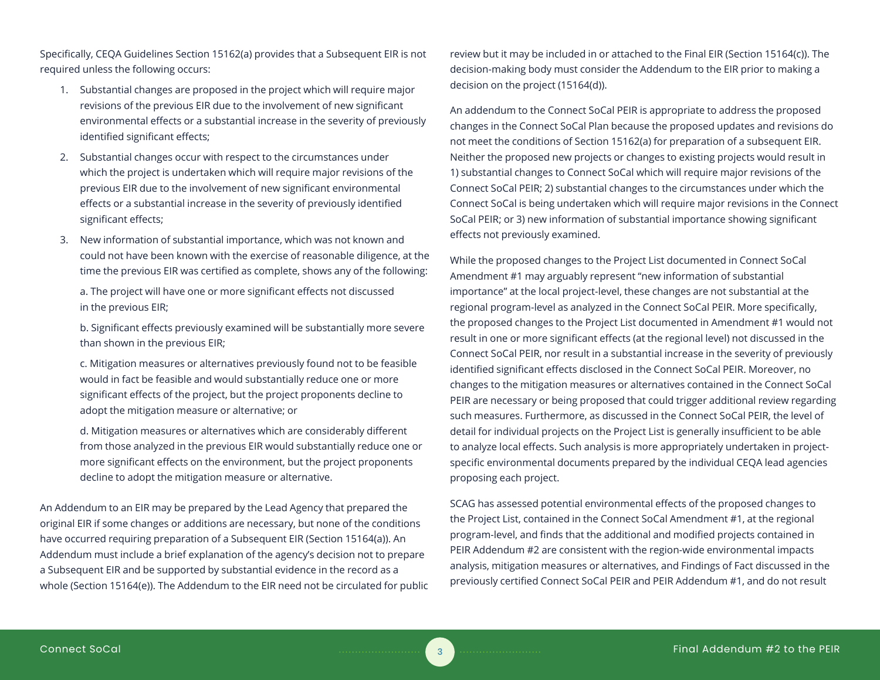Specifically, CEQA Guidelines Section 15162(a) provides that a Subsequent EIR is not required unless the following occurs:

1. Substantial changes are proposed in the project which will require major revisions of the previous EIR due to the involvement of new significant environmental effects or a substantial increase in the severity of previously identified significant effects;
2. Substantial changes occur with respect to the circumstances under which the project is undertaken which will require major revisions of the previous EIR due to the involvement of new significant environmental effects or a substantial increase in the severity of previously identified significant effects;
3. New information of substantial importance, which was not known and could not have been known with the exercise of reasonable diligence, at the time the previous EIR was certified as complete, shows any of the following:

   a. The project will have one or more significant effects not discussed in the previous EIR;

   b. Significant effects previously examined will be substantially more severe than shown in the previous EIR;

   c. Mitigation measures or alternatives previously found not to be feasible would in fact be feasible and would substantially reduce one or more significant effects of the project, but the project proponents decline to adopt the mitigation measure or alternative; or

   d. Mitigation measures or alternatives which are considerably different from those analyzed in the previous EIR would substantially reduce one or more significant effects on the environment, but the project proponents decline to adopt the mitigation measure or alternative.

An Addendum to an EIR may be prepared by the Lead Agency that prepared the original EIR if some changes or additions are necessary, but none of the conditions have occurred requiring preparation of a Subsequent EIR (Section 15164(a)). An Addendum must include a brief explanation of the agency's decision not to prepare a Subsequent EIR and be supported by substantial evidence in the record as a whole (Section 15164(e)). The Addendum to the EIR need not be circulated for public review but it may be included in or attached to the Final EIR (Section 15164(c)). The decision-making body must consider the Addendum to the EIR prior to making a decision on the project (15164(d)).

An addendum to the Connect SoCal PEIR is appropriate to address the proposed changes in the Connect SoCal Plan because the proposed updates and revisions do not meet the conditions of Section 15162(a) for preparation of a subsequent EIR. Neither the proposed new projects or changes to existing projects would result in 1) substantial changes to Connect SoCal which will require major revisions of the Connect SoCal PEIR; 2) substantial changes to the circumstances under which the Connect SoCal is being undertaken which will require major revisions in the Connect SoCal PEIR; or 3) new information of substantial importance showing significant effects not previously examined.

While the proposed changes to the Project List documented in Connect SoCal Amendment #1 may arguably represent "new information of substantial importance" at the local project-level, these changes are not substantial at the regional program-level as analyzed in the Connect SoCal PEIR. More specifically, the proposed changes to the Project List documented in Amendment #1 would not result in one or more significant effects (at the regional level) not discussed in the Connect SoCal PEIR, nor result in a substantial increase in the severity of previously identified significant effects disclosed in the Connect SoCal PEIR. Moreover, no changes to the mitigation measures or alternatives contained in the Connect SoCal PEIR are necessary or being proposed that could trigger additional review regarding such measures. Furthermore, as discussed in the Connect SoCal PEIR, the level of detail for individual projects on the Project List is generally insufficient to be able to analyze local effects. Such analysis is more appropriately undertaken in project-specific environmental documents prepared by the individual CEQA lead agencies proposing each project.

SCAG has assessed potential environmental effects of the proposed changes to the Project List, contained in the Connect SoCal Amendment #1, at the regional program-level, and finds that the additional and modified projects contained in PEIR Addendum #2 are consistent with the region-wide environmental impacts analysis, mitigation measures or alternatives, and Findings of Fact discussed in the previously certified Connect SoCal PEIR and PEIR Addendum #1, and do not result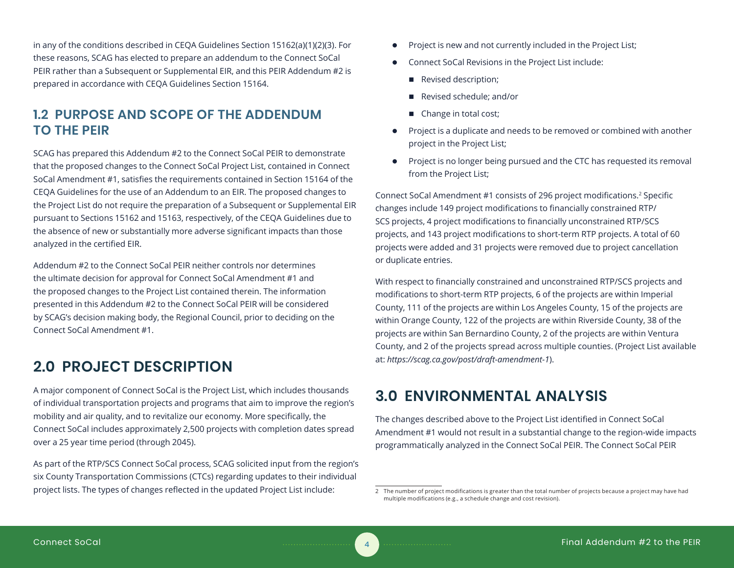in any of the conditions described in CEQA Guidelines Section 15162(a)(1)(2)(3). For these reasons, SCAG has elected to prepare an addendum to the Connect SoCal PEIR rather than a Subsequent or Supplemental EIR, and this PEIR Addendum #2 is prepared in accordance with CEQA Guidelines Section 15164.

### 1.2 PURPOSE AND SCOPE OF THE ADDENDUM TO THE PEIR

SCAG has prepared this Addendum #2 to the Connect SoCal PEIR to demonstrate that the proposed changes to the Connect SoCal Project List, contained in Connect SoCal Amendment #1, satisfies the requirements contained in Section 15164 of the CEQA Guidelines for the use of an Addendum to an EIR. The proposed changes to the Project List do not require the preparation of a Subsequent or Supplemental EIR pursuant to Sections 15162 and 15163, respectively, of the CEQA Guidelines due to the absence of new or substantially more adverse significant impacts than those analyzed in the certified EIR.

Addendum #2 to the Connect SoCal PEIR neither controls nor determines the ultimate decision for approval for Connect SoCal Amendment #1 and the proposed changes to the Project List contained therein. The information presented in this Addendum #2 to the Connect SoCal PEIR will be considered by SCAG's decision making body, the Regional Council, prior to deciding on the Connect SoCal Amendment #1.

## 2.0 PROJECT DESCRIPTION

A major component of Connect SoCal is the Project List, which includes thousands of individual transportation projects and programs that aim to improve the region's mobility and air quality, and to revitalize our economy. More specifically, the Connect SoCal includes approximately 2,500 projects with completion dates spread over a 25 year time period (through 2045).

As part of the RTP/SCS Connect SoCal process, SCAG solicited input from the region's six County Transportation Commissions (CTCs) regarding updates to their individual project lists. The types of changes reflected in the updated Project List include:

- Project is new and not currently included in the Project List;
- Connect SoCal Revisions in the Project List include:
  - Revised description;
  - Revised schedule; and/or
  - Change in total cost;
- Project is a duplicate and needs to be removed or combined with another project in the Project List;
- Project is no longer being pursued and the CTC has requested its removal from the Project List;

Connect SoCal Amendment #1 consists of 296 project modifications.[2] Specific changes include 149 project modifications to financially constrained RTP/SCS projects, 4 project modifications to financially unconstrained RTP/SCS projects, and 143 project modifications to short-term RTP projects. A total of 60 projects were added and 31 projects were removed due to project cancellation or duplicate entries.

With respect to financially constrained and unconstrained RTP/SCS projects and modifications to short-term RTP projects, 6 of the projects are within Imperial County, 111 of the projects are within Los Angeles County, 15 of the projects are within Orange County, 122 of the projects are within Riverside County, 38 of the projects are within San Bernardino County, 2 of the projects are within Ventura County, and 2 of the projects spread across multiple counties. (Project List available at: *https://scag.ca.gov/post/draft-amendment-1*).

## 3.0 ENVIRONMENTAL ANALYSIS

The changes described above to the Project List identified in Connect SoCal Amendment #1 would not result in a substantial change to the region-wide impacts programmatically analyzed in the Connect SoCal PEIR. The Connect SoCal PEIR

---

2 The number of project modifications is greater than the total number of projects because a project may have had multiple modifications (e.g., a schedule change and cost revision).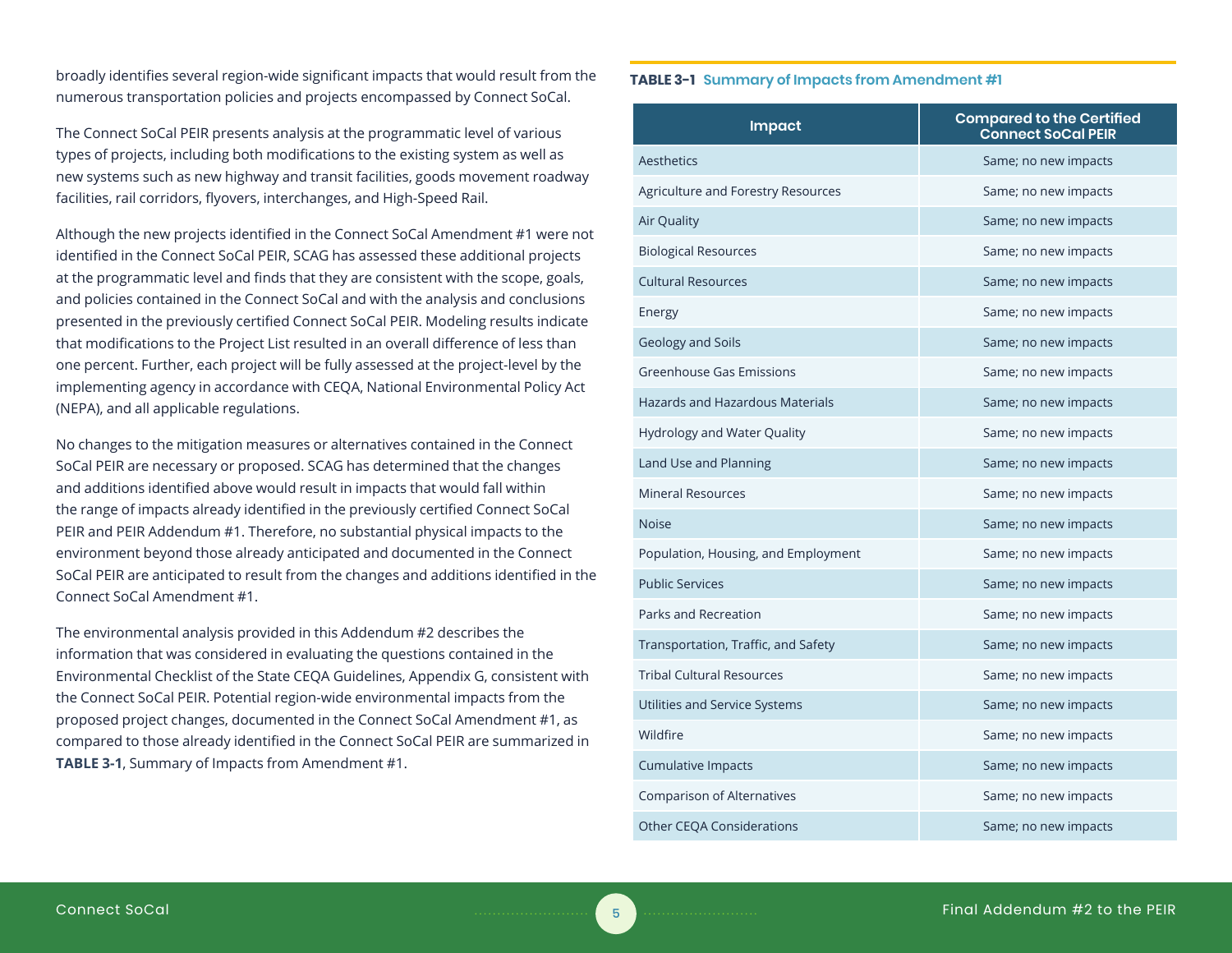broadly identifies several region-wide significant impacts that would result from the numerous transportation policies and projects encompassed by Connect SoCal.

The Connect SoCal PEIR presents analysis at the programmatic level of various types of projects, including both modifications to the existing system as well as new systems such as new highway and transit facilities, goods movement roadway facilities, rail corridors, flyovers, interchanges, and High-Speed Rail.

Although the new projects identified in the Connect SoCal Amendment #1 were not identified in the Connect SoCal PEIR, SCAG has assessed these additional projects at the programmatic level and finds that they are consistent with the scope, goals, and policies contained in the Connect SoCal and with the analysis and conclusions presented in the previously certified Connect SoCal PEIR. Modeling results indicate that modifications to the Project List resulted in an overall difference of less than one percent. Further, each project will be fully assessed at the project-level by the implementing agency in accordance with CEQA, National Environmental Policy Act (NEPA), and all applicable regulations.

No changes to the mitigation measures or alternatives contained in the Connect SoCal PEIR are necessary or proposed. SCAG has determined that the changes and additions identified above would result in impacts that would fall within the range of impacts already identified in the previously certified Connect SoCal PEIR and PEIR Addendum #1. Therefore, no substantial physical impacts to the environment beyond those already anticipated and documented in the Connect SoCal PEIR are anticipated to result from the changes and additions identified in the Connect SoCal Amendment #1.

The environmental analysis provided in this Addendum #2 describes the information that was considered in evaluating the questions contained in the Environmental Checklist of the State CEQA Guidelines, Appendix G, consistent with the Connect SoCal PEIR. Potential region-wide environmental impacts from the proposed project changes, documented in the Connect SoCal Amendment #1, as compared to those already identified in the Connect SoCal PEIR are summarized in **TABLE 3-1**, Summary of Impacts from Amendment #1.

**TABLE 3-1** Summary of Impacts from Amendment #1

| Impact | Compared to the Certified Connect SoCal PEIR |
|---|---|
| Aesthetics | Same; no new impacts |
| Agriculture and Forestry Resources | Same; no new impacts |
| Air Quality | Same; no new impacts |
| Biological Resources | Same; no new impacts |
| Cultural Resources | Same; no new impacts |
| Energy | Same; no new impacts |
| Geology and Soils | Same; no new impacts |
| Greenhouse Gas Emissions | Same; no new impacts |
| Hazards and Hazardous Materials | Same; no new impacts |
| Hydrology and Water Quality | Same; no new impacts |
| Land Use and Planning | Same; no new impacts |
| Mineral Resources | Same; no new impacts |
| Noise | Same; no new impacts |
| Population, Housing, and Employment | Same; no new impacts |
| Public Services | Same; no new impacts |
| Parks and Recreation | Same; no new impacts |
| Transportation, Traffic, and Safety | Same; no new impacts |
| Tribal Cultural Resources | Same; no new impacts |
| Utilities and Service Systems | Same; no new impacts |
| Wildfire | Same; no new impacts |
| Cumulative Impacts | Same; no new impacts |
| Comparison of Alternatives | Same; no new impacts |
| Other CEQA Considerations | Same; no new impacts |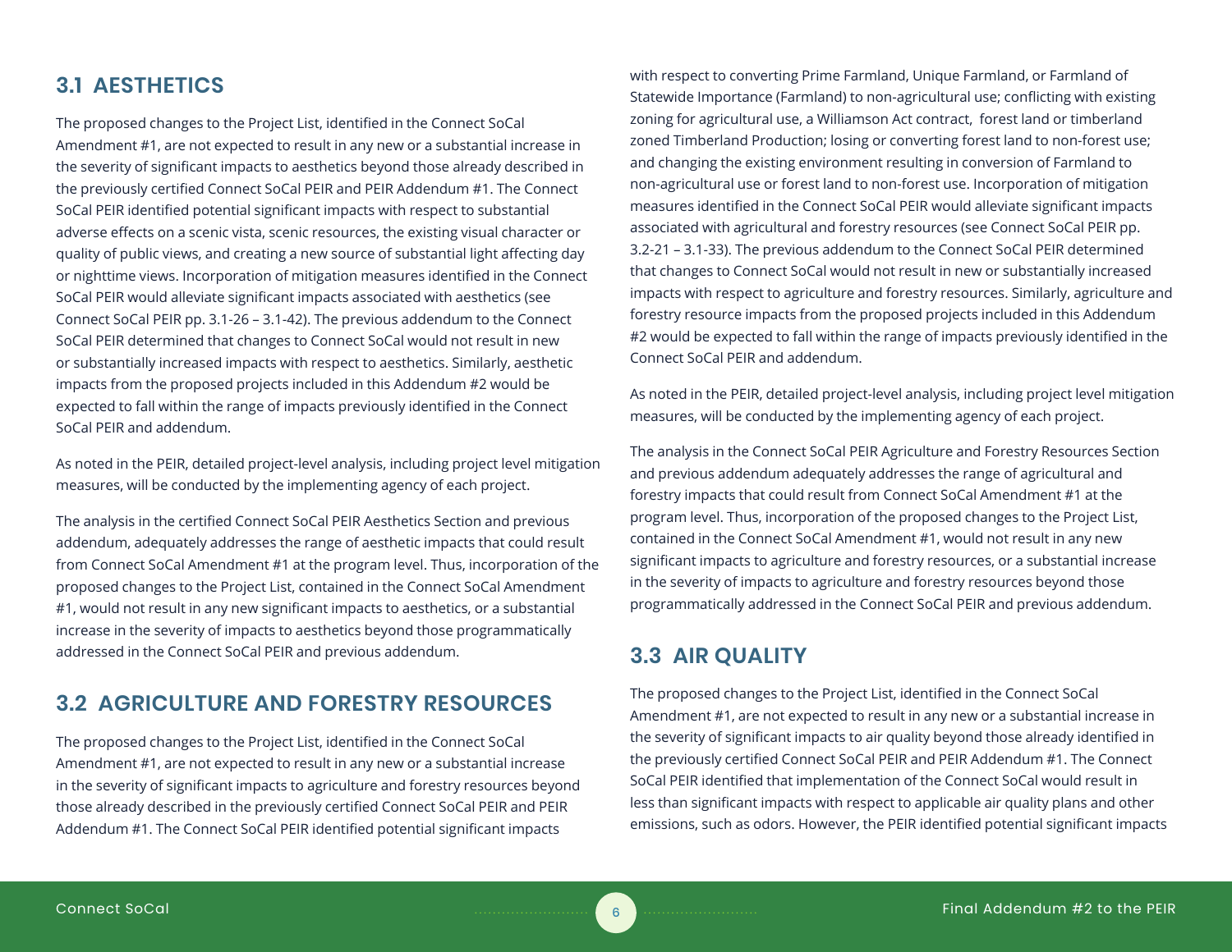## 3.1 AESTHETICS

The proposed changes to the Project List, identified in the Connect SoCal Amendment #1, are not expected to result in any new or a substantial increase in the severity of significant impacts to aesthetics beyond those already described in the previously certified Connect SoCal PEIR and PEIR Addendum #1. The Connect SoCal PEIR identified potential significant impacts with respect to substantial adverse effects on a scenic vista, scenic resources, the existing visual character or quality of public views, and creating a new source of substantial light affecting day or nighttime views. Incorporation of mitigation measures identified in the Connect SoCal PEIR would alleviate significant impacts associated with aesthetics (see Connect SoCal PEIR pp. 3.1-26 – 3.1-42). The previous addendum to the Connect SoCal PEIR determined that changes to Connect SoCal would not result in new or substantially increased impacts with respect to aesthetics. Similarly, aesthetic impacts from the proposed projects included in this Addendum #2 would be expected to fall within the range of impacts previously identified in the Connect SoCal PEIR and addendum.

As noted in the PEIR, detailed project-level analysis, including project level mitigation measures, will be conducted by the implementing agency of each project.

The analysis in the certified Connect SoCal PEIR Aesthetics Section and previous addendum, adequately addresses the range of aesthetic impacts that could result from Connect SoCal Amendment #1 at the program level. Thus, incorporation of the proposed changes to the Project List, contained in the Connect SoCal Amendment #1, would not result in any new significant impacts to aesthetics, or a substantial increase in the severity of impacts to aesthetics beyond those programmatically addressed in the Connect SoCal PEIR and previous addendum.

## 3.2 AGRICULTURE AND FORESTRY RESOURCES

The proposed changes to the Project List, identified in the Connect SoCal Amendment #1, are not expected to result in any new or a substantial increase in the severity of significant impacts to agriculture and forestry resources beyond those already described in the previously certified Connect SoCal PEIR and PEIR Addendum #1. The Connect SoCal PEIR identified potential significant impacts with respect to converting Prime Farmland, Unique Farmland, or Farmland of Statewide Importance (Farmland) to non-agricultural use; conflicting with existing zoning for agricultural use, a Williamson Act contract, forest land or timberland zoned Timberland Production; losing or converting forest land to non-forest use; and changing the existing environment resulting in conversion of Farmland to non-agricultural use or forest land to non-forest use. Incorporation of mitigation measures identified in the Connect SoCal PEIR would alleviate significant impacts associated with agricultural and forestry resources (see Connect SoCal PEIR pp. 3.2-21 – 3.1-33). The previous addendum to the Connect SoCal PEIR determined that changes to Connect SoCal would not result in new or substantially increased impacts with respect to agriculture and forestry resources. Similarly, agriculture and forestry resource impacts from the proposed projects included in this Addendum #2 would be expected to fall within the range of impacts previously identified in the Connect SoCal PEIR and addendum.

As noted in the PEIR, detailed project-level analysis, including project level mitigation measures, will be conducted by the implementing agency of each project.

The analysis in the Connect SoCal PEIR Agriculture and Forestry Resources Section and previous addendum adequately addresses the range of agricultural and forestry impacts that could result from Connect SoCal Amendment #1 at the program level. Thus, incorporation of the proposed changes to the Project List, contained in the Connect SoCal Amendment #1, would not result in any new significant impacts to agriculture and forestry resources, or a substantial increase in the severity of impacts to agriculture and forestry resources beyond those programmatically addressed in the Connect SoCal PEIR and previous addendum.

## 3.3 AIR QUALITY

The proposed changes to the Project List, identified in the Connect SoCal Amendment #1, are not expected to result in any new or a substantial increase in the severity of significant impacts to air quality beyond those already identified in the previously certified Connect SoCal PEIR and PEIR Addendum #1. The Connect SoCal PEIR identified that implementation of the Connect SoCal would result in less than significant impacts with respect to applicable air quality plans and other emissions, such as odors. However, the PEIR identified potential significant impacts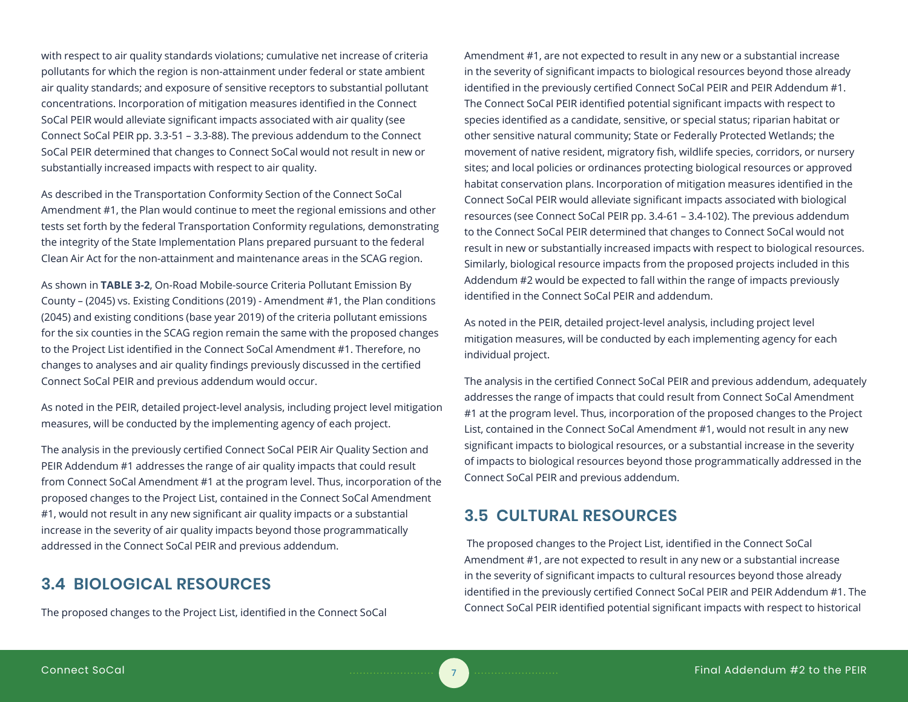with respect to air quality standards violations; cumulative net increase of criteria pollutants for which the region is non-attainment under federal or state ambient air quality standards; and exposure of sensitive receptors to substantial pollutant concentrations. Incorporation of mitigation measures identified in the Connect SoCal PEIR would alleviate significant impacts associated with air quality (see Connect SoCal PEIR pp. 3.3-51 – 3.3-88). The previous addendum to the Connect SoCal PEIR determined that changes to Connect SoCal would not result in new or substantially increased impacts with respect to air quality.

As described in the Transportation Conformity Section of the Connect SoCal Amendment #1, the Plan would continue to meet the regional emissions and other tests set forth by the federal Transportation Conformity regulations, demonstrating the integrity of the State Implementation Plans prepared pursuant to the federal Clean Air Act for the non-attainment and maintenance areas in the SCAG region.

As shown in **TABLE 3-2**, On-Road Mobile-source Criteria Pollutant Emission By County – (2045) vs. Existing Conditions (2019) - Amendment #1, the Plan conditions (2045) and existing conditions (base year 2019) of the criteria pollutant emissions for the six counties in the SCAG region remain the same with the proposed changes to the Project List identified in the Connect SoCal Amendment #1. Therefore, no changes to analyses and air quality findings previously discussed in the certified Connect SoCal PEIR and previous addendum would occur.

As noted in the PEIR, detailed project-level analysis, including project level mitigation measures, will be conducted by the implementing agency of each project.

The analysis in the previously certified Connect SoCal PEIR Air Quality Section and PEIR Addendum #1 addresses the range of air quality impacts that could result from Connect SoCal Amendment #1 at the program level. Thus, incorporation of the proposed changes to the Project List, contained in the Connect SoCal Amendment #1, would not result in any new significant air quality impacts or a substantial increase in the severity of air quality impacts beyond those programmatically addressed in the Connect SoCal PEIR and previous addendum.

## 3.4 BIOLOGICAL RESOURCES

The proposed changes to the Project List, identified in the Connect SoCal Amendment #1, are not expected to result in any new or a substantial increase in the severity of significant impacts to biological resources beyond those already identified in the previously certified Connect SoCal PEIR and PEIR Addendum #1. The Connect SoCal PEIR identified potential significant impacts with respect to species identified as a candidate, sensitive, or special status; riparian habitat or other sensitive natural community; State or Federally Protected Wetlands; the movement of native resident, migratory fish, wildlife species, corridors, or nursery sites; and local policies or ordinances protecting biological resources or approved habitat conservation plans. Incorporation of mitigation measures identified in the Connect SoCal PEIR would alleviate significant impacts associated with biological resources (see Connect SoCal PEIR pp. 3.4-61 – 3.4-102). The previous addendum to the Connect SoCal PEIR determined that changes to Connect SoCal would not result in new or substantially increased impacts with respect to biological resources. Similarly, biological resource impacts from the proposed projects included in this Addendum #2 would be expected to fall within the range of impacts previously identified in the Connect SoCal PEIR and addendum.

As noted in the PEIR, detailed project-level analysis, including project level mitigation measures, will be conducted by each implementing agency for each individual project.

The analysis in the certified Connect SoCal PEIR and previous addendum, adequately addresses the range of impacts that could result from Connect SoCal Amendment #1 at the program level. Thus, incorporation of the proposed changes to the Project List, contained in the Connect SoCal Amendment #1, would not result in any new significant impacts to biological resources, or a substantial increase in the severity of impacts to biological resources beyond those programmatically addressed in the Connect SoCal PEIR and previous addendum.

## 3.5 CULTURAL RESOURCES

The proposed changes to the Project List, identified in the Connect SoCal Amendment #1, are not expected to result in any new or a substantial increase in the severity of significant impacts to cultural resources beyond those already identified in the previously certified Connect SoCal PEIR and PEIR Addendum #1. The Connect SoCal PEIR identified potential significant impacts with respect to historical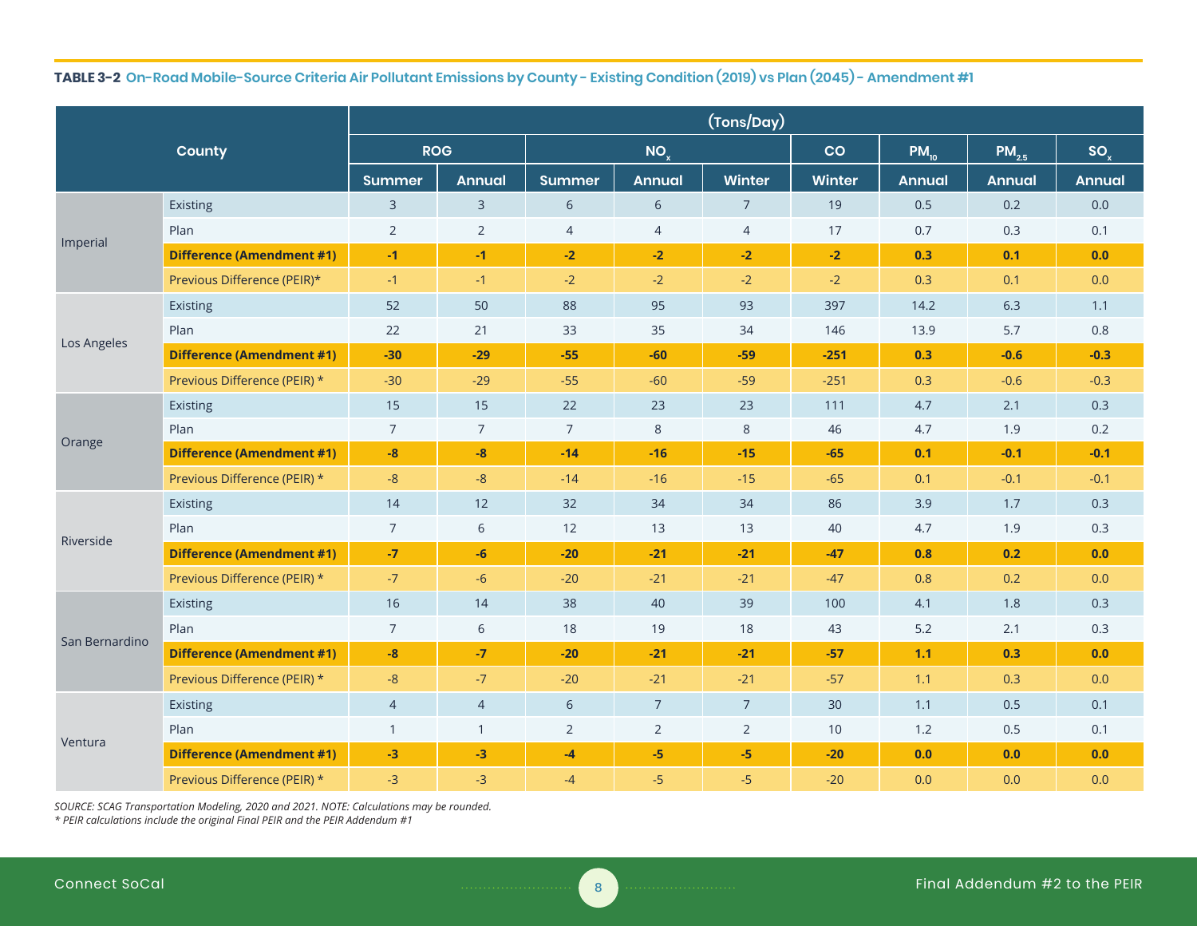**TABLE 3-2 On-Road Mobile-Source Criteria Air Pollutant Emissions by County - Existing Condition (2019) vs Plan (2045) - Amendment #1**

| County | | (Tons/Day) | | | | | | | | |
|---|---|---|---|---|---|---|---|---|---|---|
| | | ROG | | $NO_x$ | | | CO | $PM_{10}$ | $PM_{2.5}$ | $SO_x$ |
| | | Summer | Annual | Summer | Annual | Winter | Winter | Annual | Annual | Annual |
| Imperial | Existing | 3 | 3 | 6 | 6 | 7 | 19 | 0.5 | 0.2 | 0.0 |
| | Plan | 2 | 2 | 4 | 4 | 4 | 17 | 0.7 | 0.3 | 0.1 |
| | **Difference (Amendment #1)** | **-1** | **-1** | **-2** | **-2** | **-2** | **-2** | **0.3** | **0.1** | **0.0** |
| | Previous Difference (PEIR)* | -1 | -1 | -2 | -2 | -2 | -2 | 0.3 | 0.1 | 0.0 |
| Los Angeles | Existing | 52 | 50 | 88 | 95 | 93 | 397 | 14.2 | 6.3 | 1.1 |
| | Plan | 22 | 21 | 33 | 35 | 34 | 146 | 13.9 | 5.7 | 0.8 |
| | **Difference (Amendment #1)** | **-30** | **-29** | **-55** | **-60** | **-59** | **-251** | **0.3** | **-0.6** | **-0.3** |
| | Previous Difference (PEIR) * | -30 | -29 | -55 | -60 | -59 | -251 | 0.3 | -0.6 | -0.3 |
| Orange | Existing | 15 | 15 | 22 | 23 | 23 | 111 | 4.7 | 2.1 | 0.3 |
| | Plan | 7 | 7 | 7 | 8 | 8 | 46 | 4.7 | 1.9 | 0.2 |
| | **Difference (Amendment #1)** | **-8** | **-8** | **-14** | **-16** | **-15** | **-65** | **0.1** | **-0.1** | **-0.1** |
| | Previous Difference (PEIR) * | -8 | -8 | -14 | -16 | -15 | -65 | 0.1 | -0.1 | -0.1 |
| Riverside | Existing | 14 | 12 | 32 | 34 | 34 | 86 | 3.9 | 1.7 | 0.3 |
| | Plan | 7 | 6 | 12 | 13 | 13 | 40 | 4.7 | 1.9 | 0.3 |
| | **Difference (Amendment #1)** | **-7** | **-6** | **-20** | **-21** | **-21** | **-47** | **0.8** | **0.2** | **0.0** |
| | Previous Difference (PEIR) * | -7 | -6 | -20 | -21 | -21 | -47 | 0.8 | 0.2 | 0.0 |
| San Bernardino | Existing | 16 | 14 | 38 | 40 | 39 | 100 | 4.1 | 1.8 | 0.3 |
| | Plan | 7 | 6 | 18 | 19 | 18 | 43 | 5.2 | 2.1 | 0.3 |
| | **Difference (Amendment #1)** | **-8** | **-7** | **-20** | **-21** | **-21** | **-57** | **1.1** | **0.3** | **0.0** |
| | Previous Difference (PEIR) * | -8 | -7 | -20 | -21 | -21 | -57 | 1.1 | 0.3 | 0.0 |
| Ventura | Existing | 4 | 4 | 6 | 7 | 7 | 30 | 1.1 | 0.5 | 0.1 |
| | Plan | 1 | 1 | 2 | 2 | 2 | 10 | 1.2 | 0.5 | 0.1 |
| | **Difference (Amendment #1)** | **-3** | **-3** | **-4** | **-5** | **-5** | **-20** | **0.0** | **0.0** | **0.0** |
| | Previous Difference (PEIR) * | -3 | -3 | -4 | -5 | -5 | -20 | 0.0 | 0.0 | 0.0 |

*SOURCE: SCAG Transportation Modeling, 2020 and 2021. NOTE: Calculations may be rounded.*
*\* PEIR calculations include the original Final PEIR and the PEIR Addendum #1*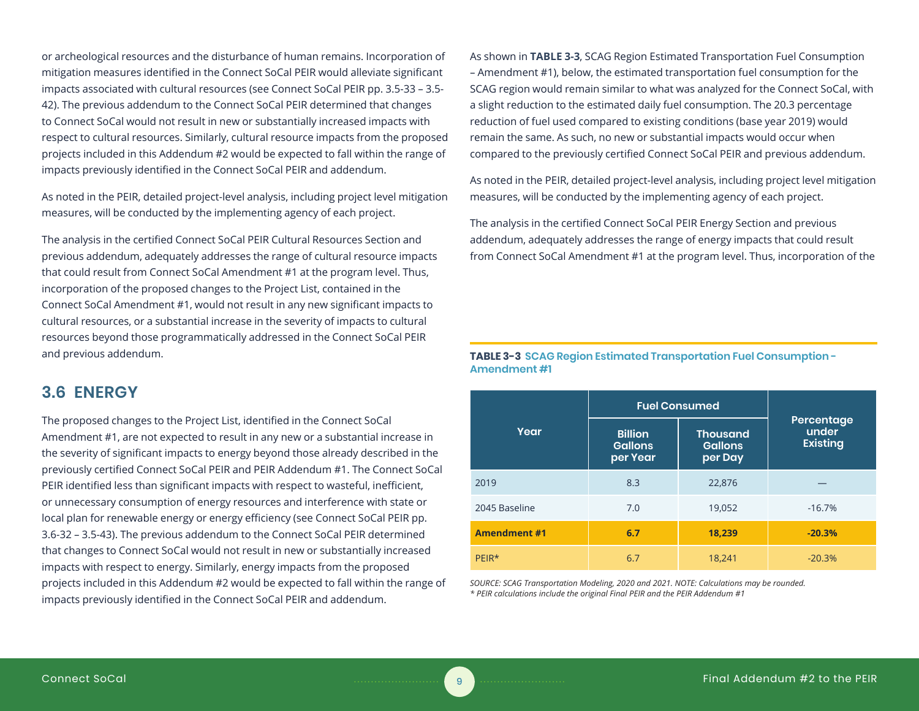or archeological resources and the disturbance of human remains. Incorporation of mitigation measures identified in the Connect SoCal PEIR would alleviate significant impacts associated with cultural resources (see Connect SoCal PEIR pp. 3.5-33 – 3.5-42). The previous addendum to the Connect SoCal PEIR determined that changes to Connect SoCal would not result in new or substantially increased impacts with respect to cultural resources. Similarly, cultural resource impacts from the proposed projects included in this Addendum #2 would be expected to fall within the range of impacts previously identified in the Connect SoCal PEIR and addendum.

As noted in the PEIR, detailed project-level analysis, including project level mitigation measures, will be conducted by the implementing agency of each project.

The analysis in the certified Connect SoCal PEIR Cultural Resources Section and previous addendum, adequately addresses the range of cultural resource impacts that could result from Connect SoCal Amendment #1 at the program level. Thus, incorporation of the proposed changes to the Project List, contained in the Connect SoCal Amendment #1, would not result in any new significant impacts to cultural resources, or a substantial increase in the severity of impacts to cultural resources beyond those programmatically addressed in the Connect SoCal PEIR and previous addendum.

## 3.6 ENERGY

The proposed changes to the Project List, identified in the Connect SoCal Amendment #1, are not expected to result in any new or a substantial increase in the severity of significant impacts to energy beyond those already described in the previously certified Connect SoCal PEIR and PEIR Addendum #1. The Connect SoCal PEIR identified less than significant impacts with respect to wasteful, inefficient, or unnecessary consumption of energy resources and interference with state or local plan for renewable energy or energy efficiency (see Connect SoCal PEIR pp. 3.6-32 – 3.5-43). The previous addendum to the Connect SoCal PEIR determined that changes to Connect SoCal would not result in new or substantially increased impacts with respect to energy. Similarly, energy impacts from the proposed projects included in this Addendum #2 would be expected to fall within the range of impacts previously identified in the Connect SoCal PEIR and addendum.

As shown in **TABLE 3-3**, SCAG Region Estimated Transportation Fuel Consumption – Amendment #1), below, the estimated transportation fuel consumption for the SCAG region would remain similar to what was analyzed for the Connect SoCal, with a slight reduction to the estimated daily fuel consumption. The 20.3 percentage reduction of fuel used compared to existing conditions (base year 2019) would remain the same. As such, no new or substantial impacts would occur when compared to the previously certified Connect SoCal PEIR and previous addendum.

As noted in the PEIR, detailed project-level analysis, including project level mitigation measures, will be conducted by the implementing agency of each project.

The analysis in the certified Connect SoCal PEIR Energy Section and previous addendum, adequately addresses the range of energy impacts that could result from Connect SoCal Amendment #1 at the program level. Thus, incorporation of the

**TABLE 3-3 SCAG Region Estimated Transportation Fuel Consumption - Amendment #1**

| Year | Fuel Consumed | | Percentage under Existing |
|---|---|---|---|
| | Billion Gallons per Year | Thousand Gallons per Day | |
| 2019 | 8.3 | 22,876 | — |
| 2045 Baseline | 7.0 | 19,052 | -16.7% |
| **Amendment #1** | **6.7** | **18,239** | **-20.3%** |
| PEIR* | 6.7 | 18,241 | -20.3% |

*SOURCE: SCAG Transportation Modeling, 2020 and 2021. NOTE: Calculations may be rounded.*
*\* PEIR calculations include the original Final PEIR and the PEIR Addendum #1*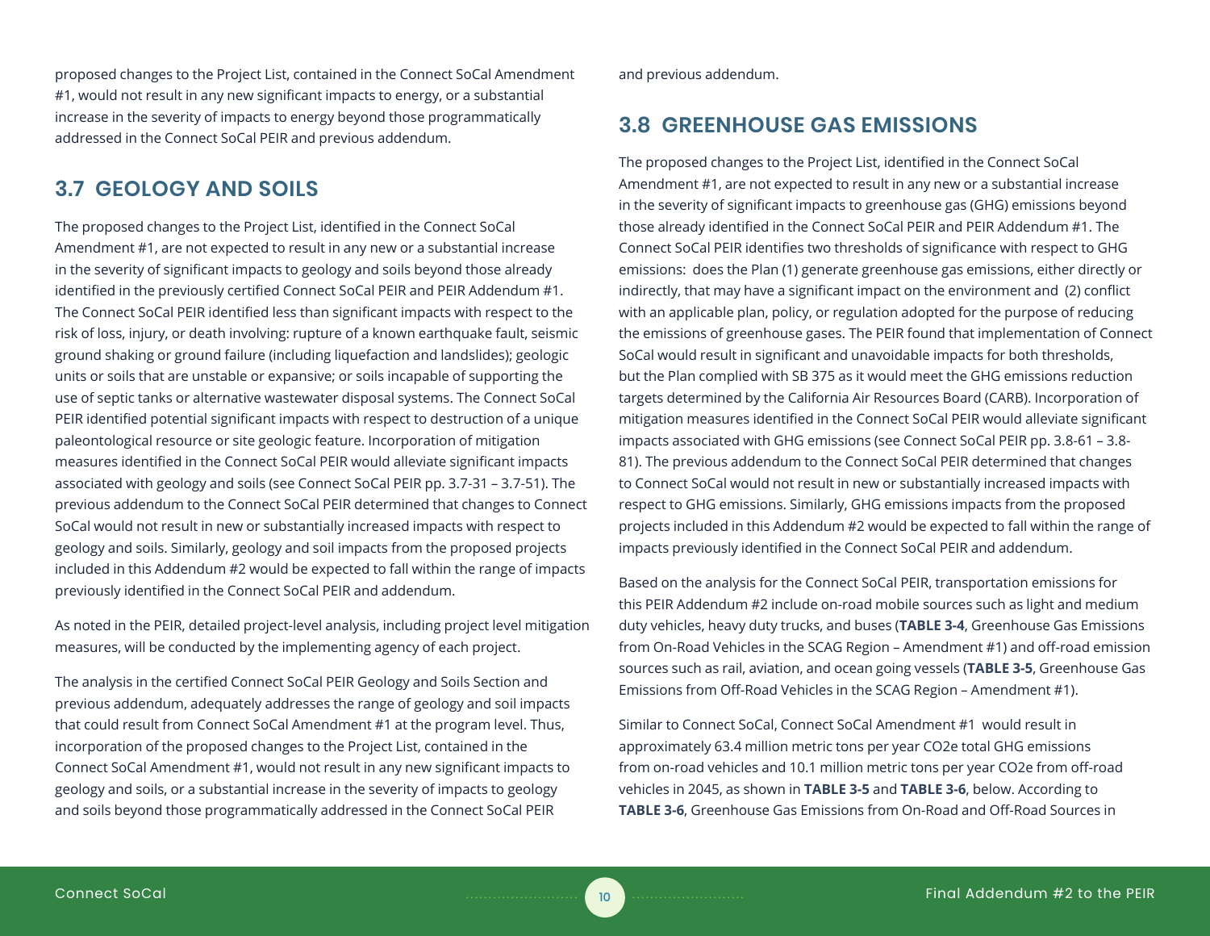proposed changes to the Project List, contained in the Connect SoCal Amendment #1, would not result in any new significant impacts to energy, or a substantial increase in the severity of impacts to energy beyond those programmatically addressed in the Connect SoCal PEIR and previous addendum.

## 3.7 GEOLOGY AND SOILS

The proposed changes to the Project List, identified in the Connect SoCal Amendment #1, are not expected to result in any new or a substantial increase in the severity of significant impacts to geology and soils beyond those already identified in the previously certified Connect SoCal PEIR and PEIR Addendum #1. The Connect SoCal PEIR identified less than significant impacts with respect to the risk of loss, injury, or death involving: rupture of a known earthquake fault, seismic ground shaking or ground failure (including liquefaction and landslides); geologic units or soils that are unstable or expansive; or soils incapable of supporting the use of septic tanks or alternative wastewater disposal systems. The Connect SoCal PEIR identified potential significant impacts with respect to destruction of a unique paleontological resource or site geologic feature. Incorporation of mitigation measures identified in the Connect SoCal PEIR would alleviate significant impacts associated with geology and soils (see Connect SoCal PEIR pp. 3.7-31 – 3.7-51). The previous addendum to the Connect SoCal PEIR determined that changes to Connect SoCal would not result in new or substantially increased impacts with respect to geology and soils. Similarly, geology and soil impacts from the proposed projects included in this Addendum #2 would be expected to fall within the range of impacts previously identified in the Connect SoCal PEIR and addendum.

As noted in the PEIR, detailed project-level analysis, including project level mitigation measures, will be conducted by the implementing agency of each project.

The analysis in the certified Connect SoCal PEIR Geology and Soils Section and previous addendum, adequately addresses the range of geology and soil impacts that could result from Connect SoCal Amendment #1 at the program level. Thus, incorporation of the proposed changes to the Project List, contained in the Connect SoCal Amendment #1, would not result in any new significant impacts to geology and soils, or a substantial increase in the severity of impacts to geology and soils beyond those programmatically addressed in the Connect SoCal PEIR and previous addendum.

## 3.8 GREENHOUSE GAS EMISSIONS

The proposed changes to the Project List, identified in the Connect SoCal Amendment #1, are not expected to result in any new or a substantial increase in the severity of significant impacts to greenhouse gas (GHG) emissions beyond those already identified in the Connect SoCal PEIR and PEIR Addendum #1. The Connect SoCal PEIR identifies two thresholds of significance with respect to GHG emissions: does the Plan (1) generate greenhouse gas emissions, either directly or indirectly, that may have a significant impact on the environment and (2) conflict with an applicable plan, policy, or regulation adopted for the purpose of reducing the emissions of greenhouse gases. The PEIR found that implementation of Connect SoCal would result in significant and unavoidable impacts for both thresholds, but the Plan complied with SB 375 as it would meet the GHG emissions reduction targets determined by the California Air Resources Board (CARB). Incorporation of mitigation measures identified in the Connect SoCal PEIR would alleviate significant impacts associated with GHG emissions (see Connect SoCal PEIR pp. 3.8-61 – 3.8-81). The previous addendum to the Connect SoCal PEIR determined that changes to Connect SoCal would not result in new or substantially increased impacts with respect to GHG emissions. Similarly, GHG emissions impacts from the proposed projects included in this Addendum #2 would be expected to fall within the range of impacts previously identified in the Connect SoCal PEIR and addendum.

Based on the analysis for the Connect SoCal PEIR, transportation emissions for this PEIR Addendum #2 include on-road mobile sources such as light and medium duty vehicles, heavy duty trucks, and buses (**TABLE 3-4**, Greenhouse Gas Emissions from On-Road Vehicles in the SCAG Region – Amendment #1) and off-road emission sources such as rail, aviation, and ocean going vessels (**TABLE 3-5**, Greenhouse Gas Emissions from Off-Road Vehicles in the SCAG Region – Amendment #1).

Similar to Connect SoCal, Connect SoCal Amendment #1 would result in approximately 63.4 million metric tons per year CO2e total GHG emissions from on-road vehicles and 10.1 million metric tons per year CO2e from off-road vehicles in 2045, as shown in **TABLE 3-5** and **TABLE 3-6**, below. According to **TABLE 3-6**, Greenhouse Gas Emissions from On-Road and Off-Road Sources in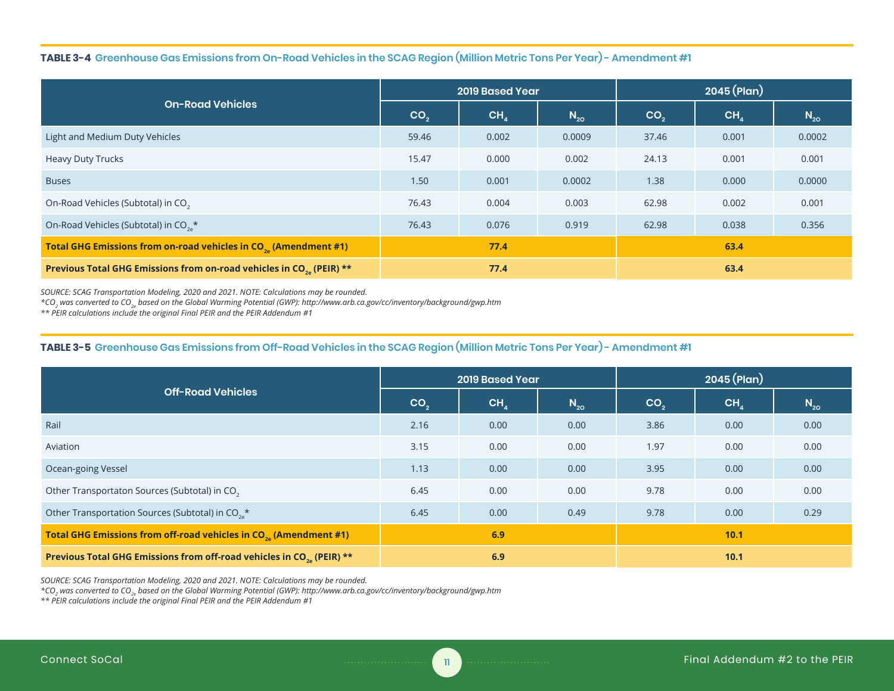**TABLE 3-4** Greenhouse Gas Emissions from On-Road Vehicles in the SCAG Region (Million Metric Tons Per Year) - Amendment #1

| On-Road Vehicles | 2019 Based Year | | | 2045 (Plan) | | |
|---|---|---|---|---|---|---|
| | $CO_2$ | $CH_4$ | $N_{2O}$ | $CO_2$ | $CH_4$ | $N_{2O}$ |
| Light and Medium Duty Vehicles | 59.46 | 0.002 | 0.0009 | 37.46 | 0.001 | 0.0002 |
| Heavy Duty Trucks | 15.47 | 0.000 | 0.002 | 24.13 | 0.001 | 0.001 |
| Buses | 1.50 | 0.001 | 0.0002 | 1.38 | 0.000 | 0.0000 |
| On-Road Vehicles (Subtotal) in $CO_2$ | 76.43 | 0.004 | 0.003 | 62.98 | 0.002 | 0.001 |
| On-Road Vehicles (Subtotal) in $CO_{2e}$* | 76.43 | 0.076 | 0.919 | 62.98 | 0.038 | 0.356 |
| **Total GHG Emissions from on-road vehicles in $CO_{2e}$ (Amendment #1)** | **77.4** | | | **63.4** | | |
| **Previous Total GHG Emissions from on-road vehicles in $CO_{2e}$ (PEIR) \*\*** | **77.4** | | | **63.4** | | |

*SOURCE: SCAG Transportation Modeling, 2020 and 2021. NOTE: Calculations may be rounded.*
*$CO_2$ was converted to $CO_{2e}$ based on the Global Warming Potential (GWP): http://www.arb.ca.gov/cc/inventory/background/gwp.htm*
*\*\* PEIR calculations include the original Final PEIR and the PEIR Addendum #1*

**TABLE 3-5** Greenhouse Gas Emissions from Off-Road Vehicles in the SCAG Region (Million Metric Tons Per Year) - Amendment #1

| Off-Road Vehicles | 2019 Based Year | | | 2045 (Plan) | | |
|---|---|---|---|---|---|---|
| | $CO_2$ | $CH_4$ | $N_{2O}$ | $CO_2$ | $CH_4$ | $N_{2O}$ |
| Rail | 2.16 | 0.00 | 0.00 | 3.86 | 0.00 | 0.00 |
| Aviation | 3.15 | 0.00 | 0.00 | 1.97 | 0.00 | 0.00 |
| Ocean-going Vessel | 1.13 | 0.00 | 0.00 | 3.95 | 0.00 | 0.00 |
| Other Transportaton Sources (Subtotal) in $CO_2$ | 6.45 | 0.00 | 0.00 | 9.78 | 0.00 | 0.00 |
| Other Transportation Sources (Subtotal) in $CO_{2e}$* | 6.45 | 0.00 | 0.49 | 9.78 | 0.00 | 0.29 |
| **Total GHG Emissions from off-road vehicles in $CO_{2e}$ (Amendment #1)** | **6.9** | | | **10.1** | | |
| **Previous Total GHG Emissions from off-road vehicles in $CO_{2e}$ (PEIR) \*\*** | **6.9** | | | **10.1** | | |

*SOURCE: SCAG Transportation Modeling, 2020 and 2021. NOTE: Calculations may be rounded.*
*$CO_2$ was converted to $CO_{2e}$ based on the Global Warming Potential (GWP): http://www.arb.ca.gov/cc/inventory/background/gwp.htm*
*\*\* PEIR calculations include the original Final PEIR and the PEIR Addendum #1*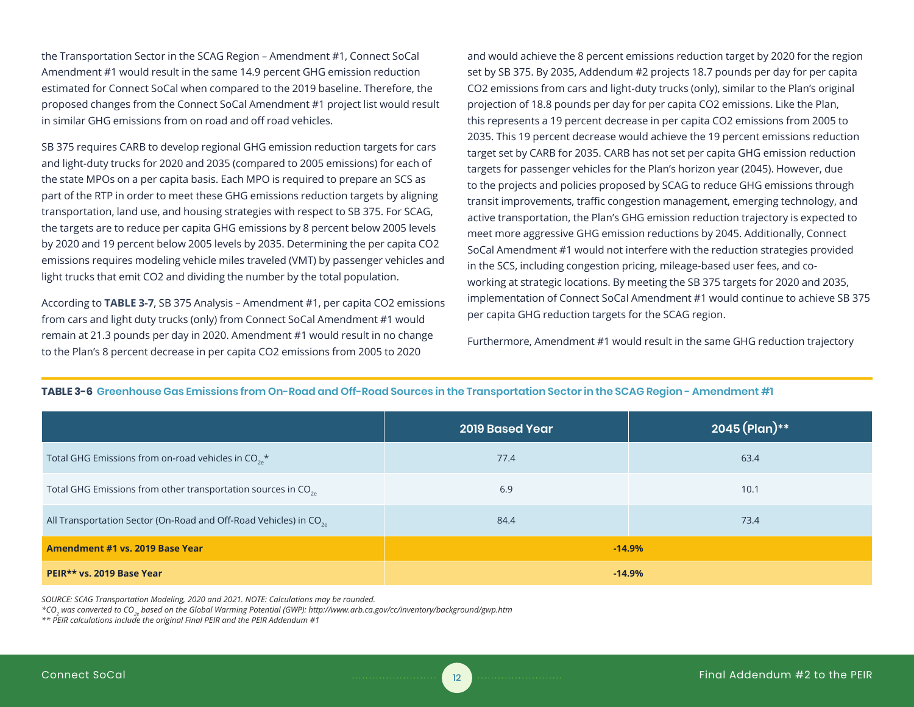the Transportation Sector in the SCAG Region – Amendment #1, Connect SoCal Amendment #1 would result in the same 14.9 percent GHG emission reduction estimated for Connect SoCal when compared to the 2019 baseline. Therefore, the proposed changes from the Connect SoCal Amendment #1 project list would result in similar GHG emissions from on road and off road vehicles.

SB 375 requires CARB to develop regional GHG emission reduction targets for cars and light-duty trucks for 2020 and 2035 (compared to 2005 emissions) for each of the state MPOs on a per capita basis. Each MPO is required to prepare an SCS as part of the RTP in order to meet these GHG emissions reduction targets by aligning transportation, land use, and housing strategies with respect to SB 375. For SCAG, the targets are to reduce per capita GHG emissions by 8 percent below 2005 levels by 2020 and 19 percent below 2005 levels by 2035. Determining the per capita CO2 emissions requires modeling vehicle miles traveled (VMT) by passenger vehicles and light trucks that emit CO2 and dividing the number by the total population.

According to **TABLE 3-7**, SB 375 Analysis – Amendment #1, per capita CO2 emissions from cars and light duty trucks (only) from Connect SoCal Amendment #1 would remain at 21.3 pounds per day in 2020. Amendment #1 would result in no change to the Plan's 8 percent decrease in per capita CO2 emissions from 2005 to 2020 and would achieve the 8 percent emissions reduction target by 2020 for the region set by SB 375. By 2035, Addendum #2 projects 18.7 pounds per day for per capita CO2 emissions from cars and light-duty trucks (only), similar to the Plan's original projection of 18.8 pounds per day for per capita CO2 emissions. Like the Plan, this represents a 19 percent decrease in per capita CO2 emissions from 2005 to 2035. This 19 percent decrease would achieve the 19 percent emissions reduction target set by CARB for 2035. CARB has not set per capita GHG emission reduction targets for passenger vehicles for the Plan's horizon year (2045). However, due to the projects and policies proposed by SCAG to reduce GHG emissions through transit improvements, traffic congestion management, emerging technology, and active transportation, the Plan's GHG emission reduction trajectory is expected to meet more aggressive GHG emission reductions by 2045. Additionally, Connect SoCal Amendment #1 would not interfere with the reduction strategies provided in the SCS, including congestion pricing, mileage-based user fees, and co-working at strategic locations. By meeting the SB 375 targets for 2020 and 2035, implementation of Connect SoCal Amendment #1 would continue to achieve SB 375 per capita GHG reduction targets for the SCAG region.

Furthermore, Amendment #1 would result in the same GHG reduction trajectory

**TABLE 3-6** Greenhouse Gas Emissions from On-Road and Off-Road Sources in the Transportation Sector in the SCAG Region - Amendment #1

| | 2019 Based Year | 2045 (Plan)** |
|---|---|---|
| Total GHG Emissions from on-road vehicles in $CO_{2e}$* | 77.4 | 63.4 |
| Total GHG Emissions from other transportation sources in $CO_{2e}$ | 6.9 | 10.1 |
| All Transportation Sector (On-Road and Off-Road Vehicles) in $CO_{2e}$ | 84.4 | 73.4 |
| **Amendment #1 vs. 2019 Base Year** | -14.9% | |
| **PEIR** vs. 2019 Base Year** | -14.9% | |

*SOURCE: SCAG Transportation Modeling, 2020 and 2021. NOTE: Calculations may be rounded.*
*\*$CO_2$ was converted to $CO_{2e}$ based on the Global Warming Potential (GWP): http://www.arb.ca.gov/cc/inventory/background/gwp.htm*
*\*\* PEIR calculations include the original Final PEIR and the PEIR Addendum #1*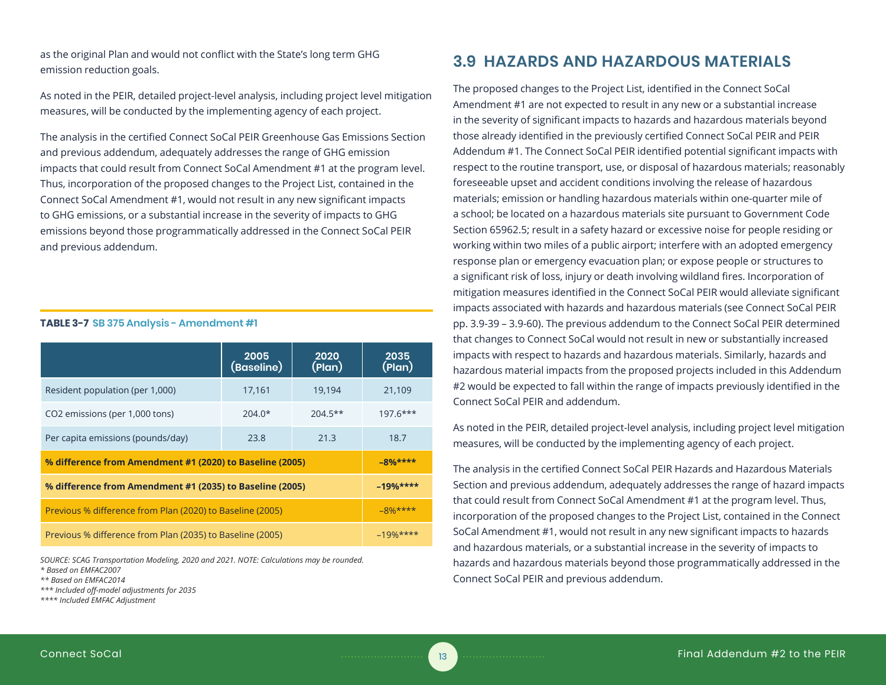as the original Plan and would not conflict with the State's long term GHG emission reduction goals.

As noted in the PEIR, detailed project-level analysis, including project level mitigation measures, will be conducted by the implementing agency of each project.

The analysis in the certified Connect SoCal PEIR Greenhouse Gas Emissions Section and previous addendum, adequately addresses the range of GHG emission impacts that could result from Connect SoCal Amendment #1 at the program level. Thus, incorporation of the proposed changes to the Project List, contained in the Connect SoCal Amendment #1, would not result in any new significant impacts to GHG emissions, or a substantial increase in the severity of impacts to GHG emissions beyond those programmatically addressed in the Connect SoCal PEIR and previous addendum.

**TABLE 3-7** **SB 375 Analysis - Amendment #1**

| | 2005 (Baseline) | 2020 (Plan) | 2035 (Plan) |
|---|---|---|---|
| Resident population (per 1,000) | 17,161 | 19,194 | 21,109 |
| CO2 emissions (per 1,000 tons) | 204.0* | 204.5** | 197.6*** |
| Per capita emissions (pounds/day) | 23.8 | 21.3 | 18.7 |
| **% difference from Amendment #1 (2020) to Baseline (2005)** | | | **–8%******* |
| **% difference from Amendment #1 (2035) to Baseline (2005)** | | | **–19%******* |
| Previous % difference from Plan (2020) to Baseline (2005) | | | –8%**** |
| Previous % difference from Plan (2035) to Baseline (2005) | | | –19%**** |

*SOURCE: SCAG Transportation Modeling, 2020 and 2021. NOTE: Calculations may be rounded.*
*\* Based on EMFAC2007*
*\*\* Based on EMFAC2014*
*\*\*\* Included off-model adjustments for 2035*
*\*\*\*\* Included EMFAC Adjustment*

## 3.9 HAZARDS AND HAZARDOUS MATERIALS

The proposed changes to the Project List, identified in the Connect SoCal Amendment #1 are not expected to result in any new or a substantial increase in the severity of significant impacts to hazards and hazardous materials beyond those already identified in the previously certified Connect SoCal PEIR and PEIR Addendum #1. The Connect SoCal PEIR identified potential significant impacts with respect to the routine transport, use, or disposal of hazardous materials; reasonably foreseeable upset and accident conditions involving the release of hazardous materials; emission or handling hazardous materials within one-quarter mile of a school; be located on a hazardous materials site pursuant to Government Code Section 65962.5; result in a safety hazard or excessive noise for people residing or working within two miles of a public airport; interfere with an adopted emergency response plan or emergency evacuation plan; or expose people or structures to a significant risk of loss, injury or death involving wildland fires. Incorporation of mitigation measures identified in the Connect SoCal PEIR would alleviate significant impacts associated with hazards and hazardous materials (see Connect SoCal PEIR pp. 3.9-39 – 3.9-60). The previous addendum to the Connect SoCal PEIR determined that changes to Connect SoCal would not result in new or substantially increased impacts with respect to hazards and hazardous materials. Similarly, hazards and hazardous material impacts from the proposed projects included in this Addendum #2 would be expected to fall within the range of impacts previously identified in the Connect SoCal PEIR and addendum.

As noted in the PEIR, detailed project-level analysis, including project level mitigation measures, will be conducted by the implementing agency of each project.

The analysis in the certified Connect SoCal PEIR Hazards and Hazardous Materials Section and previous addendum, adequately addresses the range of hazard impacts that could result from Connect SoCal Amendment #1 at the program level. Thus, incorporation of the proposed changes to the Project List, contained in the Connect SoCal Amendment #1, would not result in any new significant impacts to hazards and hazardous materials, or a substantial increase in the severity of impacts to hazards and hazardous materials beyond those programmatically addressed in the Connect SoCal PEIR and previous addendum.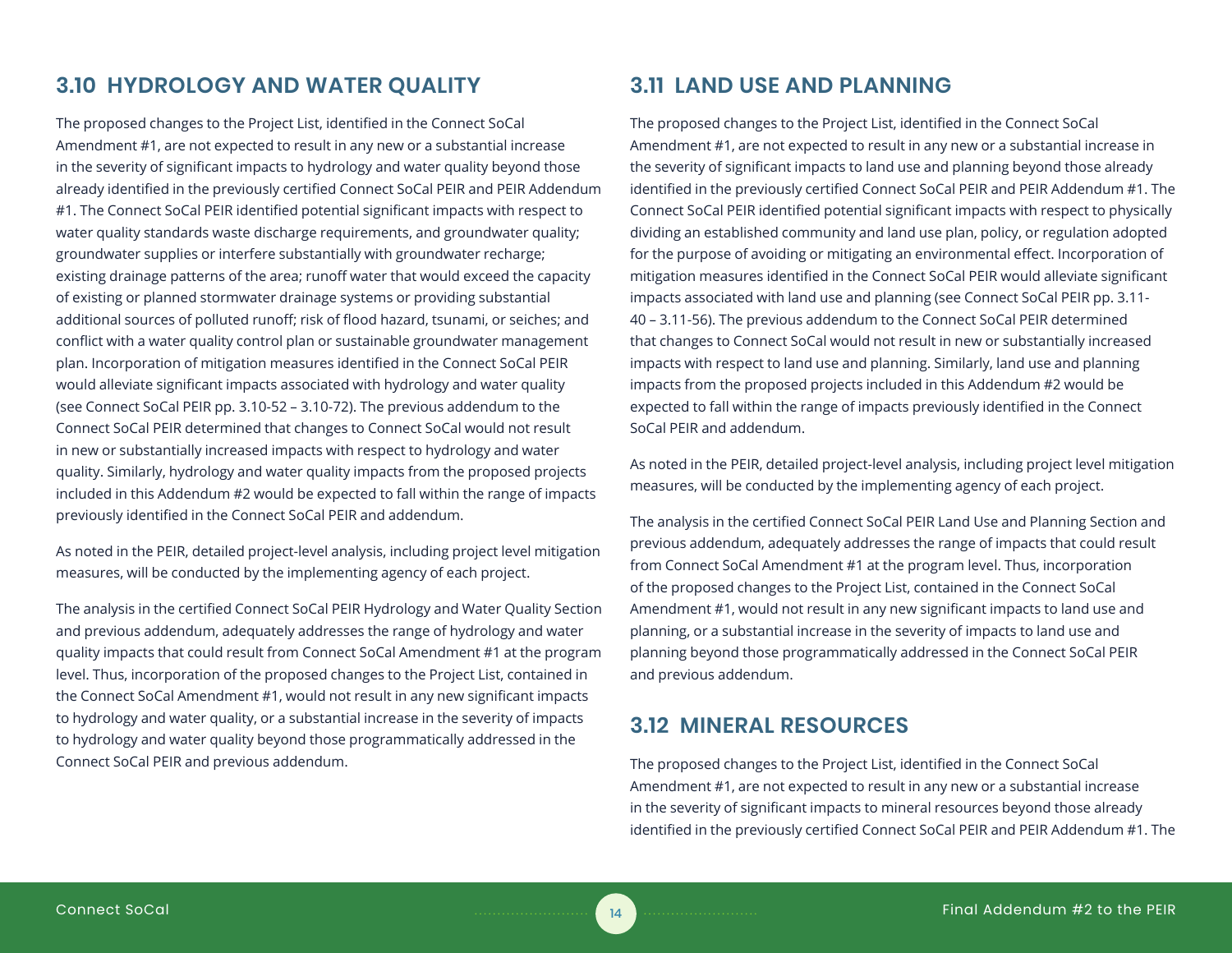## 3.10 HYDROLOGY AND WATER QUALITY

The proposed changes to the Project List, identified in the Connect SoCal Amendment #1, are not expected to result in any new or a substantial increase in the severity of significant impacts to hydrology and water quality beyond those already identified in the previously certified Connect SoCal PEIR and PEIR Addendum #1. The Connect SoCal PEIR identified potential significant impacts with respect to water quality standards waste discharge requirements, and groundwater quality; groundwater supplies or interfere substantially with groundwater recharge; existing drainage patterns of the area; runoff water that would exceed the capacity of existing or planned stormwater drainage systems or providing substantial additional sources of polluted runoff; risk of flood hazard, tsunami, or seiches; and conflict with a water quality control plan or sustainable groundwater management plan. Incorporation of mitigation measures identified in the Connect SoCal PEIR would alleviate significant impacts associated with hydrology and water quality (see Connect SoCal PEIR pp. 3.10-52 – 3.10-72). The previous addendum to the Connect SoCal PEIR determined that changes to Connect SoCal would not result in new or substantially increased impacts with respect to hydrology and water quality. Similarly, hydrology and water quality impacts from the proposed projects included in this Addendum #2 would be expected to fall within the range of impacts previously identified in the Connect SoCal PEIR and addendum.

As noted in the PEIR, detailed project-level analysis, including project level mitigation measures, will be conducted by the implementing agency of each project.

The analysis in the certified Connect SoCal PEIR Hydrology and Water Quality Section and previous addendum, adequately addresses the range of hydrology and water quality impacts that could result from Connect SoCal Amendment #1 at the program level. Thus, incorporation of the proposed changes to the Project List, contained in the Connect SoCal Amendment #1, would not result in any new significant impacts to hydrology and water quality, or a substantial increase in the severity of impacts to hydrology and water quality beyond those programmatically addressed in the Connect SoCal PEIR and previous addendum.

## 3.11 LAND USE AND PLANNING

The proposed changes to the Project List, identified in the Connect SoCal Amendment #1, are not expected to result in any new or a substantial increase in the severity of significant impacts to land use and planning beyond those already identified in the previously certified Connect SoCal PEIR and PEIR Addendum #1. The Connect SoCal PEIR identified potential significant impacts with respect to physically dividing an established community and land use plan, policy, or regulation adopted for the purpose of avoiding or mitigating an environmental effect. Incorporation of mitigation measures identified in the Connect SoCal PEIR would alleviate significant impacts associated with land use and planning (see Connect SoCal PEIR pp. 3.11-40 – 3.11-56). The previous addendum to the Connect SoCal PEIR determined that changes to Connect SoCal would not result in new or substantially increased impacts with respect to land use and planning. Similarly, land use and planning impacts from the proposed projects included in this Addendum #2 would be expected to fall within the range of impacts previously identified in the Connect SoCal PEIR and addendum.

As noted in the PEIR, detailed project-level analysis, including project level mitigation measures, will be conducted by the implementing agency of each project.

The analysis in the certified Connect SoCal PEIR Land Use and Planning Section and previous addendum, adequately addresses the range of impacts that could result from Connect SoCal Amendment #1 at the program level. Thus, incorporation of the proposed changes to the Project List, contained in the Connect SoCal Amendment #1, would not result in any new significant impacts to land use and planning, or a substantial increase in the severity of impacts to land use and planning beyond those programmatically addressed in the Connect SoCal PEIR and previous addendum.

## 3.12 MINERAL RESOURCES

The proposed changes to the Project List, identified in the Connect SoCal Amendment #1, are not expected to result in any new or a substantial increase in the severity of significant impacts to mineral resources beyond those already identified in the previously certified Connect SoCal PEIR and PEIR Addendum #1. The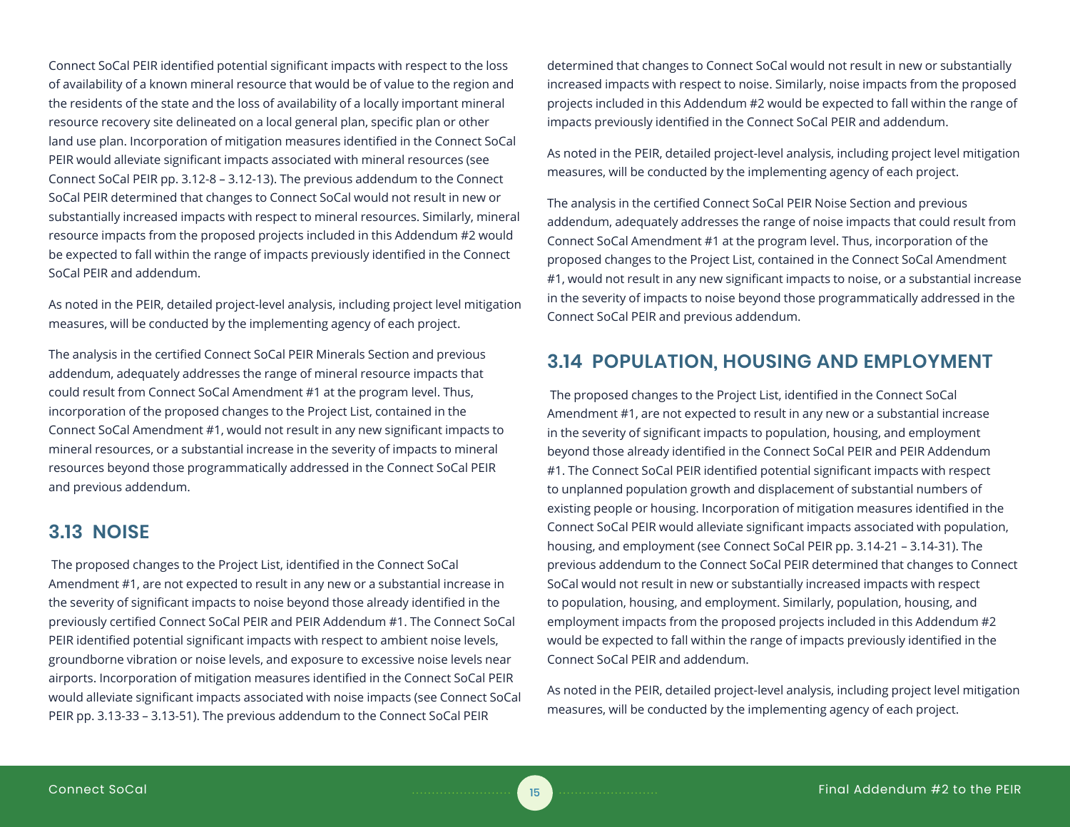Connect SoCal PEIR identified potential significant impacts with respect to the loss of availability of a known mineral resource that would be of value to the region and the residents of the state and the loss of availability of a locally important mineral resource recovery site delineated on a local general plan, specific plan or other land use plan. Incorporation of mitigation measures identified in the Connect SoCal PEIR would alleviate significant impacts associated with mineral resources (see Connect SoCal PEIR pp. 3.12-8 – 3.12-13). The previous addendum to the Connect SoCal PEIR determined that changes to Connect SoCal would not result in new or substantially increased impacts with respect to mineral resources. Similarly, mineral resource impacts from the proposed projects included in this Addendum #2 would be expected to fall within the range of impacts previously identified in the Connect SoCal PEIR and addendum.

As noted in the PEIR, detailed project-level analysis, including project level mitigation measures, will be conducted by the implementing agency of each project.

The analysis in the certified Connect SoCal PEIR Minerals Section and previous addendum, adequately addresses the range of mineral resource impacts that could result from Connect SoCal Amendment #1 at the program level. Thus, incorporation of the proposed changes to the Project List, contained in the Connect SoCal Amendment #1, would not result in any new significant impacts to mineral resources, or a substantial increase in the severity of impacts to mineral resources beyond those programmatically addressed in the Connect SoCal PEIR and previous addendum.

## 3.13 NOISE

The proposed changes to the Project List, identified in the Connect SoCal Amendment #1, are not expected to result in any new or a substantial increase in the severity of significant impacts to noise beyond those already identified in the previously certified Connect SoCal PEIR and PEIR Addendum #1. The Connect SoCal PEIR identified potential significant impacts with respect to ambient noise levels, groundborne vibration or noise levels, and exposure to excessive noise levels near airports. Incorporation of mitigation measures identified in the Connect SoCal PEIR would alleviate significant impacts associated with noise impacts (see Connect SoCal PEIR pp. 3.13-33 – 3.13-51). The previous addendum to the Connect SoCal PEIR determined that changes to Connect SoCal would not result in new or substantially increased impacts with respect to noise. Similarly, noise impacts from the proposed projects included in this Addendum #2 would be expected to fall within the range of impacts previously identified in the Connect SoCal PEIR and addendum.

As noted in the PEIR, detailed project-level analysis, including project level mitigation measures, will be conducted by the implementing agency of each project.

The analysis in the certified Connect SoCal PEIR Noise Section and previous addendum, adequately addresses the range of noise impacts that could result from Connect SoCal Amendment #1 at the program level. Thus, incorporation of the proposed changes to the Project List, contained in the Connect SoCal Amendment #1, would not result in any new significant impacts to noise, or a substantial increase in the severity of impacts to noise beyond those programmatically addressed in the Connect SoCal PEIR and previous addendum.

## 3.14 POPULATION, HOUSING AND EMPLOYMENT

The proposed changes to the Project List, identified in the Connect SoCal Amendment #1, are not expected to result in any new or a substantial increase in the severity of significant impacts to population, housing, and employment beyond those already identified in the Connect SoCal PEIR and PEIR Addendum #1. The Connect SoCal PEIR identified potential significant impacts with respect to unplanned population growth and displacement of substantial numbers of existing people or housing. Incorporation of mitigation measures identified in the Connect SoCal PEIR would alleviate significant impacts associated with population, housing, and employment (see Connect SoCal PEIR pp. 3.14-21 – 3.14-31). The previous addendum to the Connect SoCal PEIR determined that changes to Connect SoCal would not result in new or substantially increased impacts with respect to population, housing, and employment. Similarly, population, housing, and employment impacts from the proposed projects included in this Addendum #2 would be expected to fall within the range of impacts previously identified in the Connect SoCal PEIR and addendum.

As noted in the PEIR, detailed project-level analysis, including project level mitigation measures, will be conducted by the implementing agency of each project.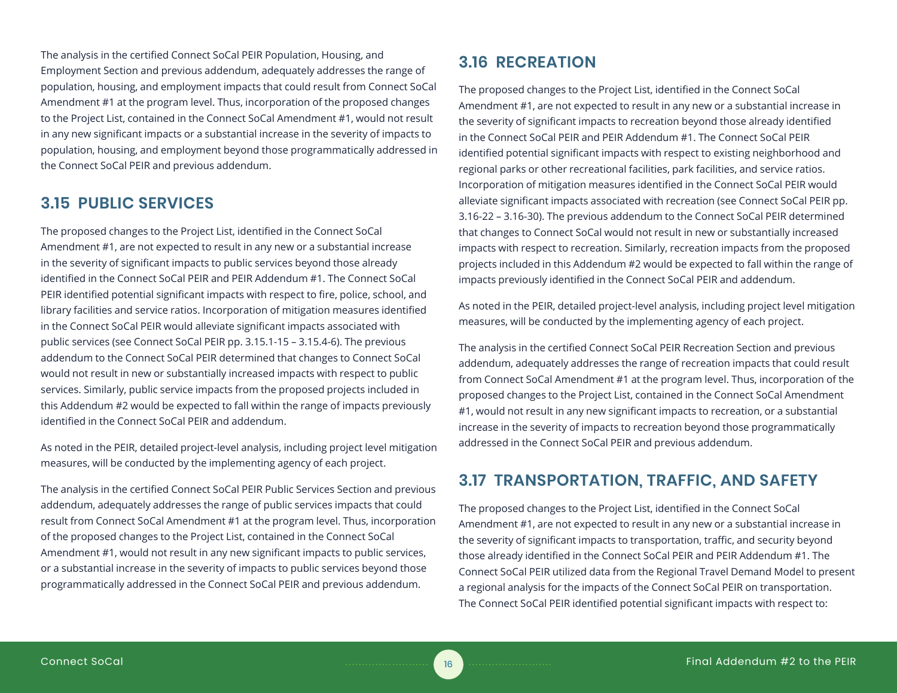The analysis in the certified Connect SoCal PEIR Population, Housing, and Employment Section and previous addendum, adequately addresses the range of population, housing, and employment impacts that could result from Connect SoCal Amendment #1 at the program level. Thus, incorporation of the proposed changes to the Project List, contained in the Connect SoCal Amendment #1, would not result in any new significant impacts or a substantial increase in the severity of impacts to population, housing, and employment beyond those programmatically addressed in the Connect SoCal PEIR and previous addendum.

## 3.15 PUBLIC SERVICES

The proposed changes to the Project List, identified in the Connect SoCal Amendment #1, are not expected to result in any new or a substantial increase in the severity of significant impacts to public services beyond those already identified in the Connect SoCal PEIR and PEIR Addendum #1. The Connect SoCal PEIR identified potential significant impacts with respect to fire, police, school, and library facilities and service ratios. Incorporation of mitigation measures identified in the Connect SoCal PEIR would alleviate significant impacts associated with public services (see Connect SoCal PEIR pp. 3.15.1-15 – 3.15.4-6). The previous addendum to the Connect SoCal PEIR determined that changes to Connect SoCal would not result in new or substantially increased impacts with respect to public services. Similarly, public service impacts from the proposed projects included in this Addendum #2 would be expected to fall within the range of impacts previously identified in the Connect SoCal PEIR and addendum.

As noted in the PEIR, detailed project-level analysis, including project level mitigation measures, will be conducted by the implementing agency of each project.

The analysis in the certified Connect SoCal PEIR Public Services Section and previous addendum, adequately addresses the range of public services impacts that could result from Connect SoCal Amendment #1 at the program level. Thus, incorporation of the proposed changes to the Project List, contained in the Connect SoCal Amendment #1, would not result in any new significant impacts to public services, or a substantial increase in the severity of impacts to public services beyond those programmatically addressed in the Connect SoCal PEIR and previous addendum.

## 3.16 RECREATION

The proposed changes to the Project List, identified in the Connect SoCal Amendment #1, are not expected to result in any new or a substantial increase in the severity of significant impacts to recreation beyond those already identified in the Connect SoCal PEIR and PEIR Addendum #1. The Connect SoCal PEIR identified potential significant impacts with respect to existing neighborhood and regional parks or other recreational facilities, park facilities, and service ratios. Incorporation of mitigation measures identified in the Connect SoCal PEIR would alleviate significant impacts associated with recreation (see Connect SoCal PEIR pp. 3.16-22 – 3.16-30). The previous addendum to the Connect SoCal PEIR determined that changes to Connect SoCal would not result in new or substantially increased impacts with respect to recreation. Similarly, recreation impacts from the proposed projects included in this Addendum #2 would be expected to fall within the range of impacts previously identified in the Connect SoCal PEIR and addendum.

As noted in the PEIR, detailed project-level analysis, including project level mitigation measures, will be conducted by the implementing agency of each project.

The analysis in the certified Connect SoCal PEIR Recreation Section and previous addendum, adequately addresses the range of recreation impacts that could result from Connect SoCal Amendment #1 at the program level. Thus, incorporation of the proposed changes to the Project List, contained in the Connect SoCal Amendment #1, would not result in any new significant impacts to recreation, or a substantial increase in the severity of impacts to recreation beyond those programmatically addressed in the Connect SoCal PEIR and previous addendum.

## 3.17 TRANSPORTATION, TRAFFIC, AND SAFETY

The proposed changes to the Project List, identified in the Connect SoCal Amendment #1, are not expected to result in any new or a substantial increase in the severity of significant impacts to transportation, traffic, and security beyond those already identified in the Connect SoCal PEIR and PEIR Addendum #1. The Connect SoCal PEIR utilized data from the Regional Travel Demand Model to present a regional analysis for the impacts of the Connect SoCal PEIR on transportation. The Connect SoCal PEIR identified potential significant impacts with respect to: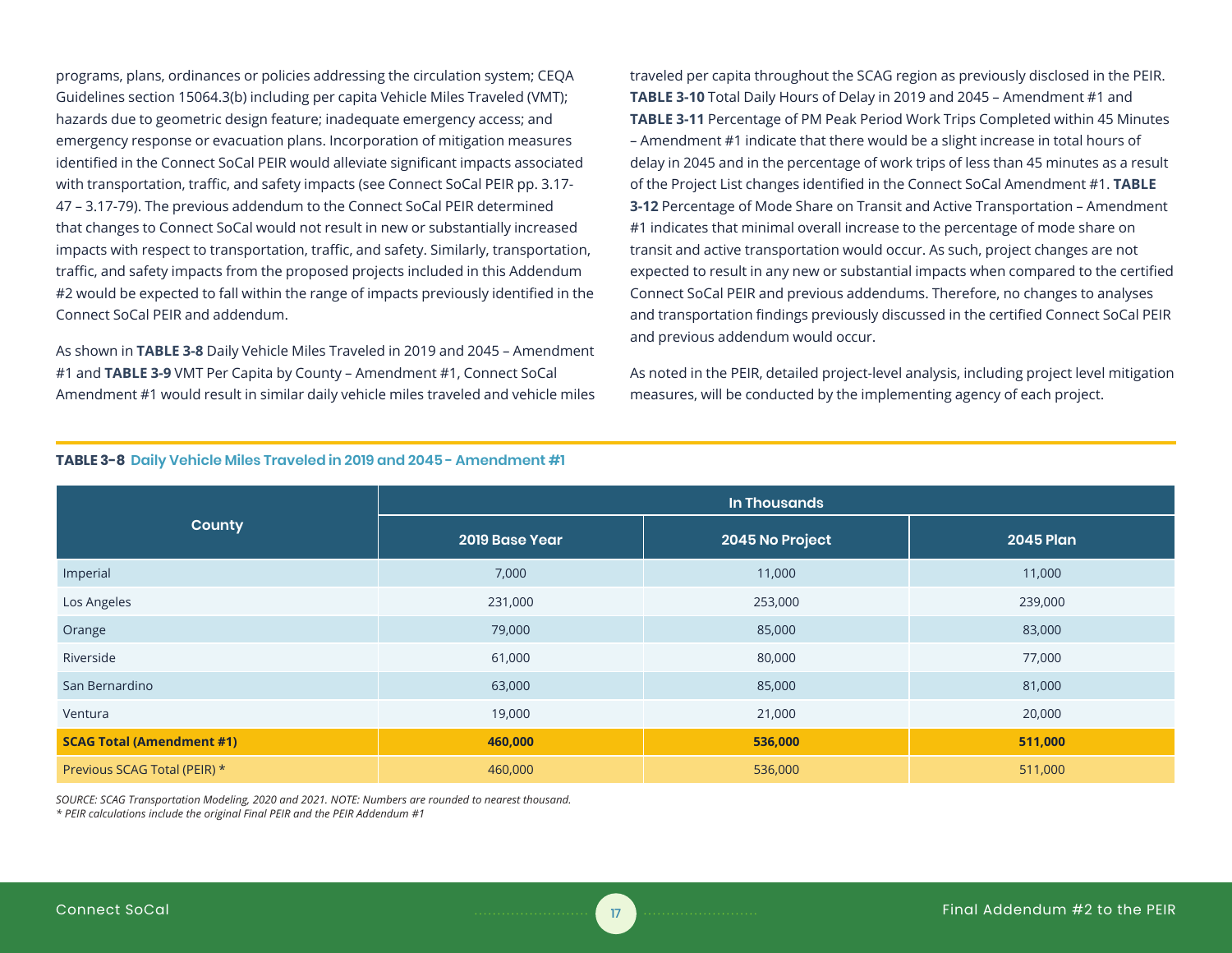programs, plans, ordinances or policies addressing the circulation system; CEQA Guidelines section 15064.3(b) including per capita Vehicle Miles Traveled (VMT); hazards due to geometric design feature; inadequate emergency access; and emergency response or evacuation plans. Incorporation of mitigation measures identified in the Connect SoCal PEIR would alleviate significant impacts associated with transportation, traffic, and safety impacts (see Connect SoCal PEIR pp. 3.17-47 – 3.17-79). The previous addendum to the Connect SoCal PEIR determined that changes to Connect SoCal would not result in new or substantially increased impacts with respect to transportation, traffic, and safety. Similarly, transportation, traffic, and safety impacts from the proposed projects included in this Addendum #2 would be expected to fall within the range of impacts previously identified in the Connect SoCal PEIR and addendum.

As shown in **TABLE 3-8** Daily Vehicle Miles Traveled in 2019 and 2045 – Amendment #1 and **TABLE 3-9** VMT Per Capita by County – Amendment #1, Connect SoCal Amendment #1 would result in similar daily vehicle miles traveled and vehicle miles traveled per capita throughout the SCAG region as previously disclosed in the PEIR. **TABLE 3-10** Total Daily Hours of Delay in 2019 and 2045 – Amendment #1 and **TABLE 3-11** Percentage of PM Peak Period Work Trips Completed within 45 Minutes – Amendment #1 indicate that there would be a slight increase in total hours of delay in 2045 and in the percentage of work trips of less than 45 minutes as a result of the Project List changes identified in the Connect SoCal Amendment #1. **TABLE 3-12** Percentage of Mode Share on Transit and Active Transportation – Amendment #1 indicates that minimal overall increase to the percentage of mode share on transit and active transportation would occur. As such, project changes are not expected to result in any new or substantial impacts when compared to the certified Connect SoCal PEIR and previous addendums. Therefore, no changes to analyses and transportation findings previously discussed in the certified Connect SoCal PEIR and previous addendum would occur.

As noted in the PEIR, detailed project-level analysis, including project level mitigation measures, will be conducted by the implementing agency of each project.

**TABLE 3-8 Daily Vehicle Miles Traveled in 2019 and 2045 - Amendment #1**

| County | In Thousands | | |
|---|---|---|---|
| | 2019 Base Year | 2045 No Project | 2045 Plan |
| Imperial | 7,000 | 11,000 | 11,000 |
| Los Angeles | 231,000 | 253,000 | 239,000 |
| Orange | 79,000 | 85,000 | 83,000 |
| Riverside | 61,000 | 80,000 | 77,000 |
| San Bernardino | 63,000 | 85,000 | 81,000 |
| Ventura | 19,000 | 21,000 | 20,000 |
| **SCAG Total (Amendment #1)** | **460,000** | **536,000** | **511,000** |
| Previous SCAG Total (PEIR) * | 460,000 | 536,000 | 511,000 |

*SOURCE: SCAG Transportation Modeling, 2020 and 2021. NOTE: Numbers are rounded to nearest thousand.*
*\* PEIR calculations include the original Final PEIR and the PEIR Addendum #1*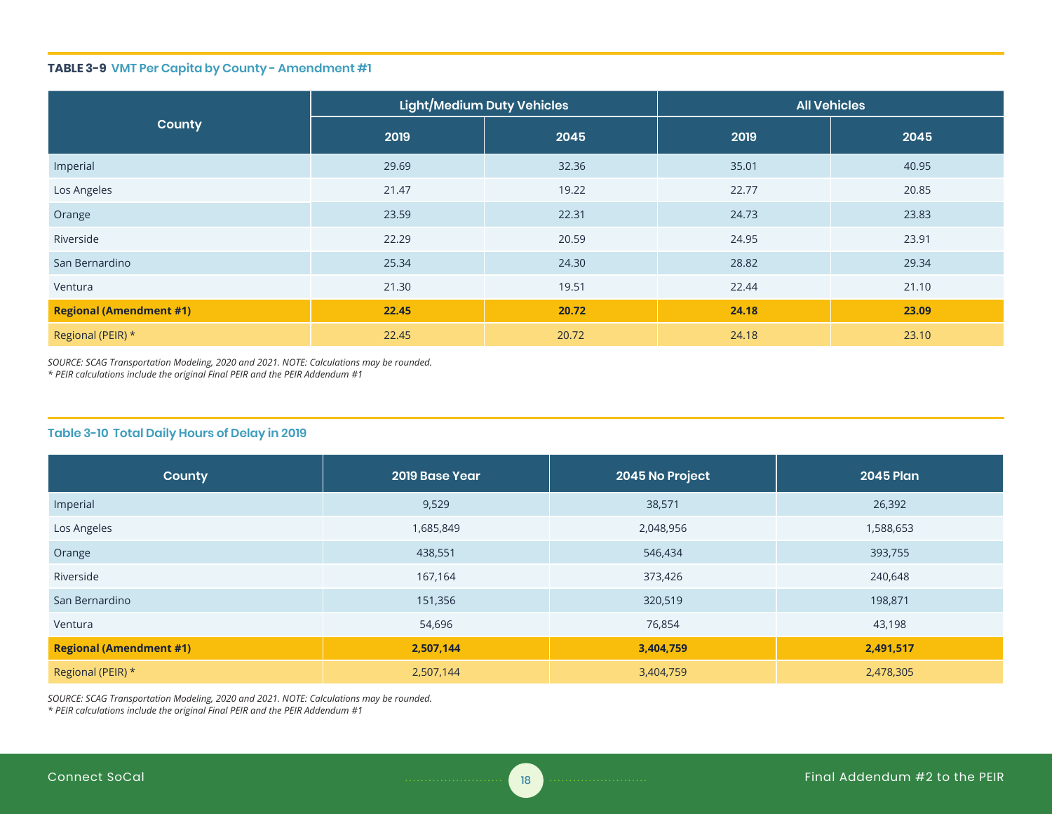**TABLE 3-9 VMT Per Capita by County - Amendment #1**

| County | Light/Medium Duty Vehicles | | All Vehicles | |
|---|---|---|---|---|
| | 2019 | 2045 | 2019 | 2045 |
| Imperial | 29.69 | 32.36 | 35.01 | 40.95 |
| Los Angeles | 21.47 | 19.22 | 22.77 | 20.85 |
| Orange | 23.59 | 22.31 | 24.73 | 23.83 |
| Riverside | 22.29 | 20.59 | 24.95 | 23.91 |
| San Bernardino | 25.34 | 24.30 | 28.82 | 29.34 |
| Ventura | 21.30 | 19.51 | 22.44 | 21.10 |
| **Regional (Amendment #1)** | **22.45** | **20.72** | **24.18** | **23.09** |
| Regional (PEIR) * | 22.45 | 20.72 | 24.18 | 23.10 |

*SOURCE: SCAG Transportation Modeling, 2020 and 2021. NOTE: Calculations may be rounded.*
*\* PEIR calculations include the original Final PEIR and the PEIR Addendum #1*

**Table 3-10 Total Daily Hours of Delay in 2019**

| County | 2019 Base Year | 2045 No Project | 2045 Plan |
|---|---|---|---|
| Imperial | 9,529 | 38,571 | 26,392 |
| Los Angeles | 1,685,849 | 2,048,956 | 1,588,653 |
| Orange | 438,551 | 546,434 | 393,755 |
| Riverside | 167,164 | 373,426 | 240,648 |
| San Bernardino | 151,356 | 320,519 | 198,871 |
| Ventura | 54,696 | 76,854 | 43,198 |
| **Regional (Amendment #1)** | **2,507,144** | **3,404,759** | **2,491,517** |
| Regional (PEIR) * | 2,507,144 | 3,404,759 | 2,478,305 |

*SOURCE: SCAG Transportation Modeling, 2020 and 2021. NOTE: Calculations may be rounded.*
*\* PEIR calculations include the original Final PEIR and the PEIR Addendum #1*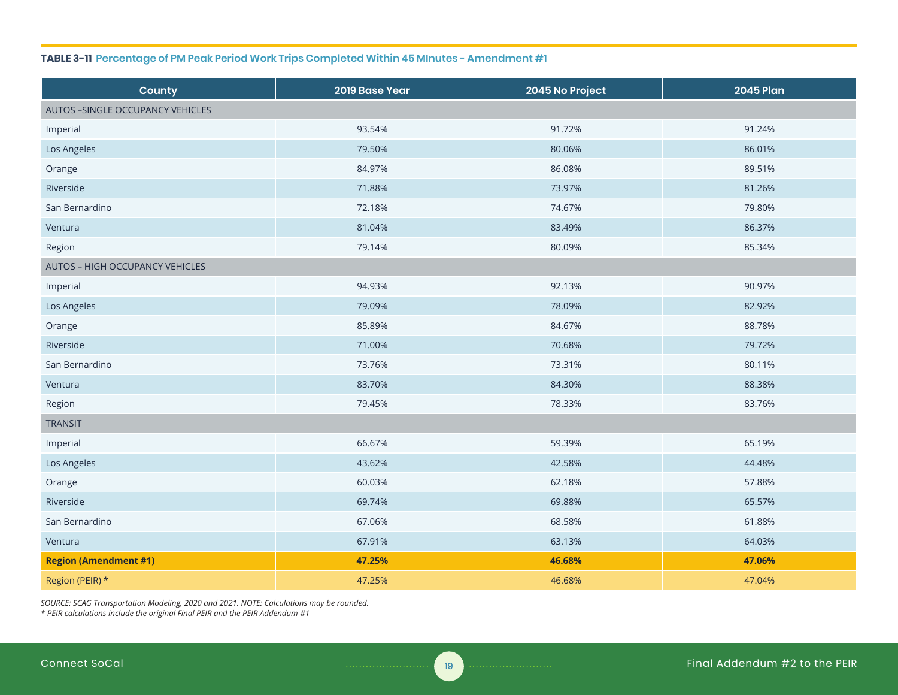**TABLE 3-11 Percentage of PM Peak Period Work Trips Completed Within 45 MInutes - Amendment #1**

| County | 2019 Base Year | 2045 No Project | 2045 Plan |
|---|---|---|---|
| AUTOS –SINGLE OCCUPANCY VEHICLES | | | |
| Imperial | 93.54% | 91.72% | 91.24% |
| Los Angeles | 79.50% | 80.06% | 86.01% |
| Orange | 84.97% | 86.08% | 89.51% |
| Riverside | 71.88% | 73.97% | 81.26% |
| San Bernardino | 72.18% | 74.67% | 79.80% |
| Ventura | 81.04% | 83.49% | 86.37% |
| Region | 79.14% | 80.09% | 85.34% |
| AUTOS – HIGH OCCUPANCY VEHICLES | | | |
| Imperial | 94.93% | 92.13% | 90.97% |
| Los Angeles | 79.09% | 78.09% | 82.92% |
| Orange | 85.89% | 84.67% | 88.78% |
| Riverside | 71.00% | 70.68% | 79.72% |
| San Bernardino | 73.76% | 73.31% | 80.11% |
| Ventura | 83.70% | 84.30% | 88.38% |
| Region | 79.45% | 78.33% | 83.76% |
| TRANSIT | | | |
| Imperial | 66.67% | 59.39% | 65.19% |
| Los Angeles | 43.62% | 42.58% | 44.48% |
| Orange | 60.03% | 62.18% | 57.88% |
| Riverside | 69.74% | 69.88% | 65.57% |
| San Bernardino | 67.06% | 68.58% | 61.88% |
| Ventura | 67.91% | 63.13% | 64.03% |
| **Region (Amendment #1)** | **47.25%** | **46.68%** | **47.06%** |
| Region (PEIR) * | 47.25% | 46.68% | 47.04% |

*SOURCE: SCAG Transportation Modeling, 2020 and 2021. NOTE: Calculations may be rounded.*
*\* PEIR calculations include the original Final PEIR and the PEIR Addendum #1*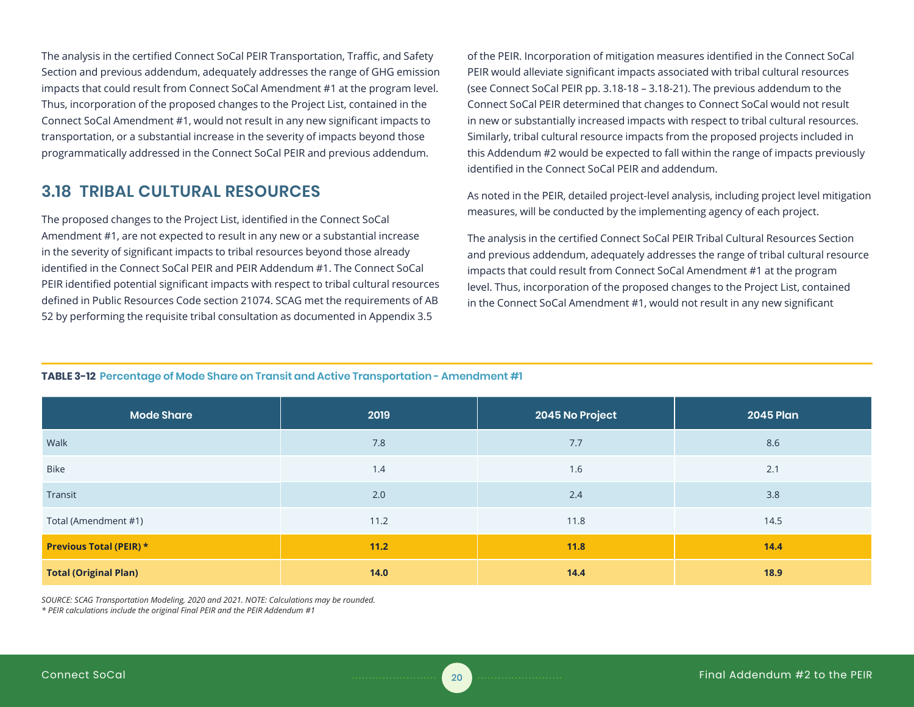The analysis in the certified Connect SoCal PEIR Transportation, Traffic, and Safety Section and previous addendum, adequately addresses the range of GHG emission impacts that could result from Connect SoCal Amendment #1 at the program level. Thus, incorporation of the proposed changes to the Project List, contained in the Connect SoCal Amendment #1, would not result in any new significant impacts to transportation, or a substantial increase in the severity of impacts beyond those programmatically addressed in the Connect SoCal PEIR and previous addendum.

## 3.18 TRIBAL CULTURAL RESOURCES

The proposed changes to the Project List, identified in the Connect SoCal Amendment #1, are not expected to result in any new or a substantial increase in the severity of significant impacts to tribal resources beyond those already identified in the Connect SoCal PEIR and PEIR Addendum #1. The Connect SoCal PEIR identified potential significant impacts with respect to tribal cultural resources defined in Public Resources Code section 21074. SCAG met the requirements of AB 52 by performing the requisite tribal consultation as documented in Appendix 3.5 of the PEIR. Incorporation of mitigation measures identified in the Connect SoCal PEIR would alleviate significant impacts associated with tribal cultural resources (see Connect SoCal PEIR pp. 3.18-18 – 3.18-21). The previous addendum to the Connect SoCal PEIR determined that changes to Connect SoCal would not result in new or substantially increased impacts with respect to tribal cultural resources. Similarly, tribal cultural resource impacts from the proposed projects included in this Addendum #2 would be expected to fall within the range of impacts previously identified in the Connect SoCal PEIR and addendum.

As noted in the PEIR, detailed project-level analysis, including project level mitigation measures, will be conducted by the implementing agency of each project.

The analysis in the certified Connect SoCal PEIR Tribal Cultural Resources Section and previous addendum, adequately addresses the range of tribal cultural resource impacts that could result from Connect SoCal Amendment #1 at the program level. Thus, incorporation of the proposed changes to the Project List, contained in the Connect SoCal Amendment #1, would not result in any new significant

**TABLE 3-12 Percentage of Mode Share on Transit and Active Transportation - Amendment #1**

| Mode Share | 2019 | 2045 No Project | 2045 Plan |
|---|---|---|---|
| Walk | 7.8 | 7.7 | 8.6 |
| Bike | 1.4 | 1.6 | 2.1 |
| Transit | 2.0 | 2.4 | 3.8 |
| Total (Amendment #1) | 11.2 | 11.8 | 14.5 |
| **Previous Total (PEIR) *** | **11.2** | **11.8** | **14.4** |
| **Total (Original Plan)** | **14.0** | **14.4** | **18.9** |

*SOURCE: SCAG Transportation Modeling, 2020 and 2021. NOTE: Calculations may be rounded.*
*\* PEIR calculations include the original Final PEIR and the PEIR Addendum #1*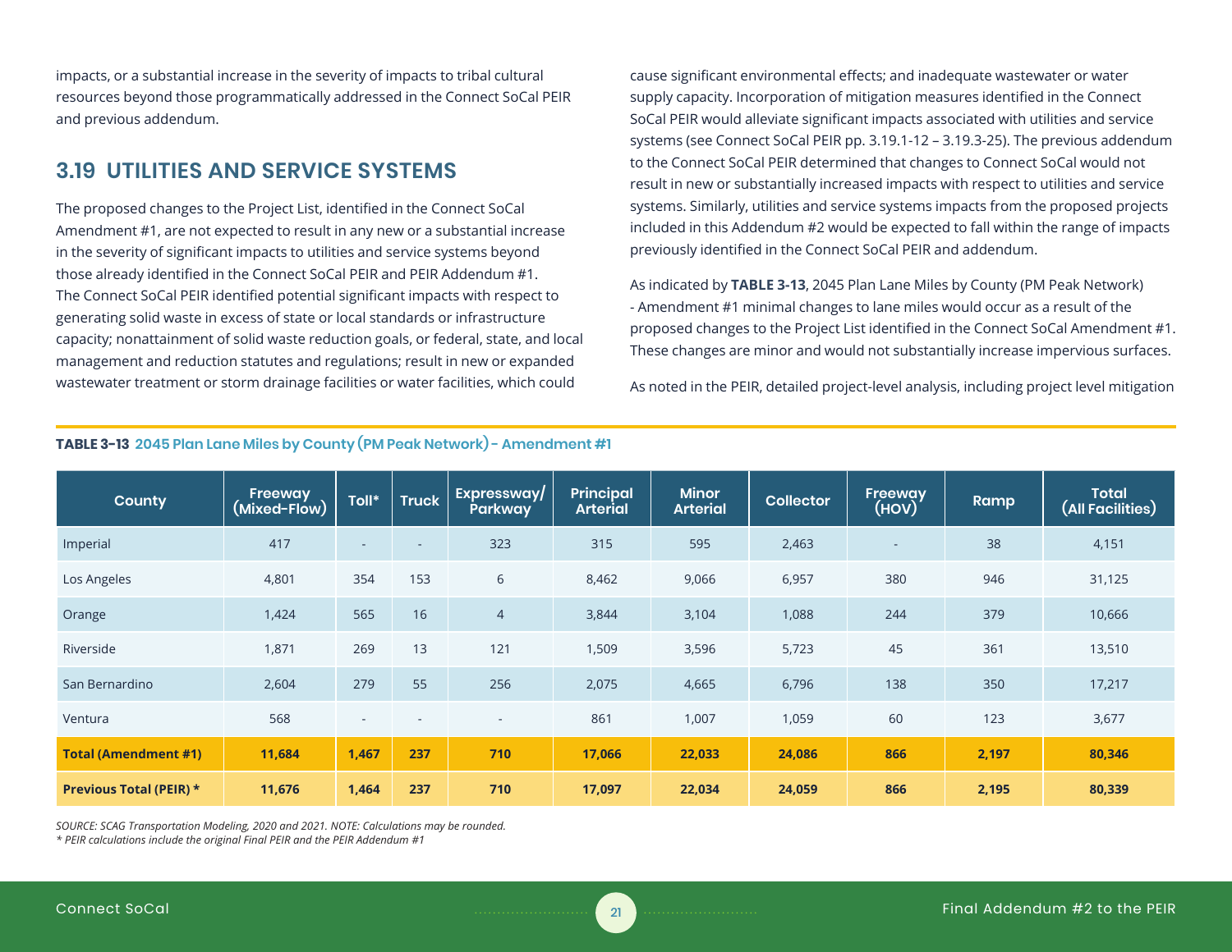impacts, or a substantial increase in the severity of impacts to tribal cultural resources beyond those programmatically addressed in the Connect SoCal PEIR and previous addendum.

## 3.19 UTILITIES AND SERVICE SYSTEMS

The proposed changes to the Project List, identified in the Connect SoCal Amendment #1, are not expected to result in any new or a substantial increase in the severity of significant impacts to utilities and service systems beyond those already identified in the Connect SoCal PEIR and PEIR Addendum #1. The Connect SoCal PEIR identified potential significant impacts with respect to generating solid waste in excess of state or local standards or infrastructure capacity; nonattainment of solid waste reduction goals, or federal, state, and local management and reduction statutes and regulations; result in new or expanded wastewater treatment or storm drainage facilities or water facilities, which could cause significant environmental effects; and inadequate wastewater or water supply capacity. Incorporation of mitigation measures identified in the Connect SoCal PEIR would alleviate significant impacts associated with utilities and service systems (see Connect SoCal PEIR pp. 3.19.1-12 – 3.19.3-25). The previous addendum to the Connect SoCal PEIR determined that changes to Connect SoCal would not result in new or substantially increased impacts with respect to utilities and service systems. Similarly, utilities and service systems impacts from the proposed projects included in this Addendum #2 would be expected to fall within the range of impacts previously identified in the Connect SoCal PEIR and addendum.

As indicated by **TABLE 3-13**, 2045 Plan Lane Miles by County (PM Peak Network) - Amendment #1 minimal changes to lane miles would occur as a result of the proposed changes to the Project List identified in the Connect SoCal Amendment #1. These changes are minor and would not substantially increase impervious surfaces.

As noted in the PEIR, detailed project-level analysis, including project level mitigation

**TABLE 3-13** 2045 Plan Lane Miles by County (PM Peak Network) - Amendment #1

| County | Freeway (Mixed-Flow) | Toll* | Truck | Expressway/ Parkway | Principal Arterial | Minor Arterial | Collector | Freeway (HOV) | Ramp | Total (All Facilities) |
|---|---|---|---|---|---|---|---|---|---|---|
| Imperial | 417 | - | - | 323 | 315 | 595 | 2,463 | - | 38 | 4,151 |
| Los Angeles | 4,801 | 354 | 153 | 6 | 8,462 | 9,066 | 6,957 | 380 | 946 | 31,125 |
| Orange | 1,424 | 565 | 16 | 4 | 3,844 | 3,104 | 1,088 | 244 | 379 | 10,666 |
| Riverside | 1,871 | 269 | 13 | 121 | 1,509 | 3,596 | 5,723 | 45 | 361 | 13,510 |
| San Bernardino | 2,604 | 279 | 55 | 256 | 2,075 | 4,665 | 6,796 | 138 | 350 | 17,217 |
| Ventura | 568 | - | - | - | 861 | 1,007 | 1,059 | 60 | 123 | 3,677 |
| **Total (Amendment #1)** | **11,684** | **1,467** | **237** | **710** | **17,066** | **22,033** | **24,086** | **866** | **2,197** | **80,346** |
| **Previous Total (PEIR) *** | **11,676** | **1,464** | **237** | **710** | **17,097** | **22,034** | **24,059** | **866** | **2,195** | **80,339** |

*SOURCE: SCAG Transportation Modeling, 2020 and 2021. NOTE: Calculations may be rounded.*
*\* PEIR calculations include the original Final PEIR and the PEIR Addendum #1*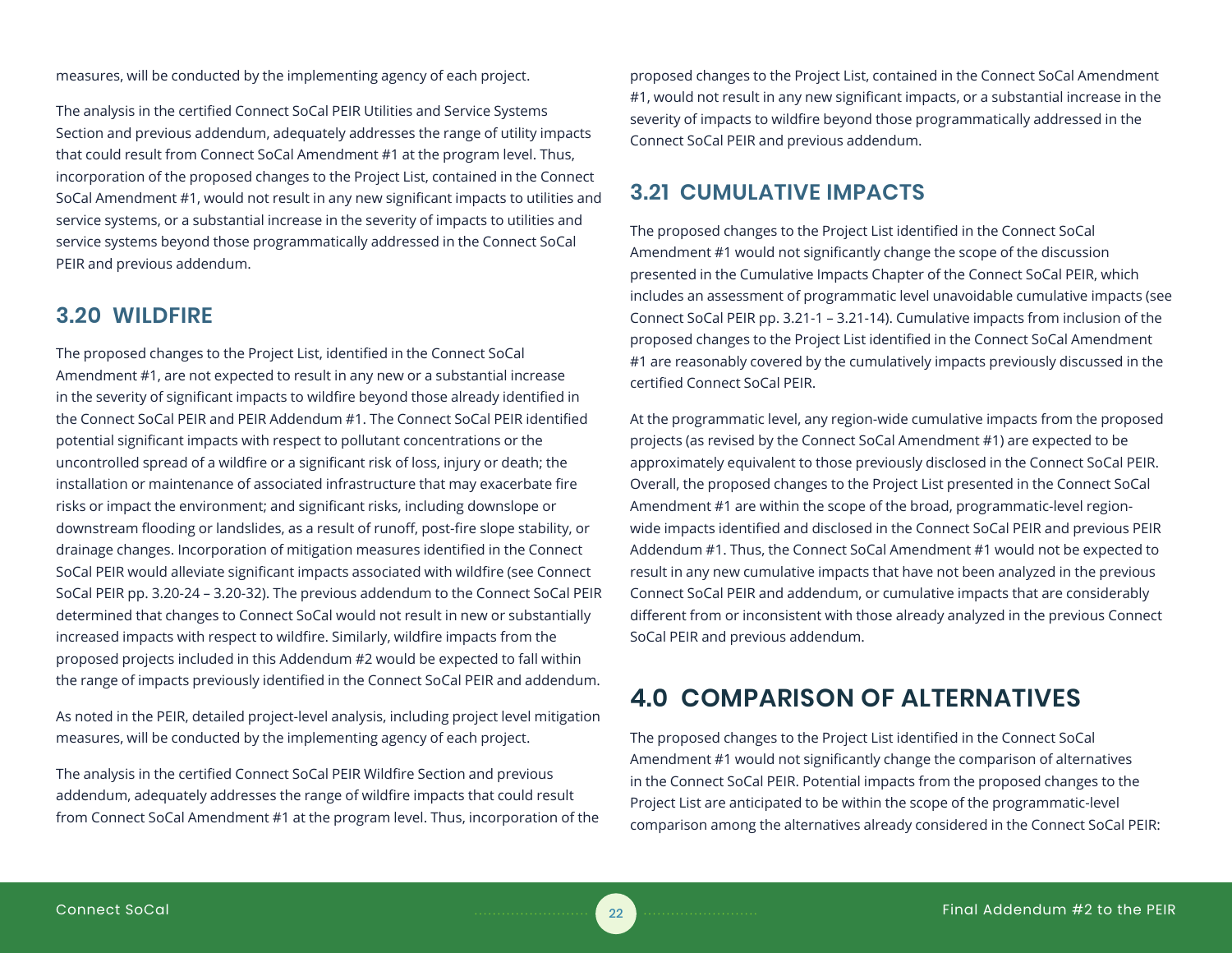measures, will be conducted by the implementing agency of each project.

The analysis in the certified Connect SoCal PEIR Utilities and Service Systems Section and previous addendum, adequately addresses the range of utility impacts that could result from Connect SoCal Amendment #1 at the program level. Thus, incorporation of the proposed changes to the Project List, contained in the Connect SoCal Amendment #1, would not result in any new significant impacts to utilities and service systems, or a substantial increase in the severity of impacts to utilities and service systems beyond those programmatically addressed in the Connect SoCal PEIR and previous addendum.

## 3.20 WILDFIRE

The proposed changes to the Project List, identified in the Connect SoCal Amendment #1, are not expected to result in any new or a substantial increase in the severity of significant impacts to wildfire beyond those already identified in the Connect SoCal PEIR and PEIR Addendum #1. The Connect SoCal PEIR identified potential significant impacts with respect to pollutant concentrations or the uncontrolled spread of a wildfire or a significant risk of loss, injury or death; the installation or maintenance of associated infrastructure that may exacerbate fire risks or impact the environment; and significant risks, including downslope or downstream flooding or landslides, as a result of runoff, post-fire slope stability, or drainage changes. Incorporation of mitigation measures identified in the Connect SoCal PEIR would alleviate significant impacts associated with wildfire (see Connect SoCal PEIR pp. 3.20-24 – 3.20-32). The previous addendum to the Connect SoCal PEIR determined that changes to Connect SoCal would not result in new or substantially increased impacts with respect to wildfire. Similarly, wildfire impacts from the proposed projects included in this Addendum #2 would be expected to fall within the range of impacts previously identified in the Connect SoCal PEIR and addendum.

As noted in the PEIR, detailed project-level analysis, including project level mitigation measures, will be conducted by the implementing agency of each project.

The analysis in the certified Connect SoCal PEIR Wildfire Section and previous addendum, adequately addresses the range of wildfire impacts that could result from Connect SoCal Amendment #1 at the program level. Thus, incorporation of the proposed changes to the Project List, contained in the Connect SoCal Amendment #1, would not result in any new significant impacts, or a substantial increase in the severity of impacts to wildfire beyond those programmatically addressed in the Connect SoCal PEIR and previous addendum.

## 3.21 CUMULATIVE IMPACTS

The proposed changes to the Project List identified in the Connect SoCal Amendment #1 would not significantly change the scope of the discussion presented in the Cumulative Impacts Chapter of the Connect SoCal PEIR, which includes an assessment of programmatic level unavoidable cumulative impacts (see Connect SoCal PEIR pp. 3.21-1 – 3.21-14). Cumulative impacts from inclusion of the proposed changes to the Project List identified in the Connect SoCal Amendment #1 are reasonably covered by the cumulatively impacts previously discussed in the certified Connect SoCal PEIR.

At the programmatic level, any region-wide cumulative impacts from the proposed projects (as revised by the Connect SoCal Amendment #1) are expected to be approximately equivalent to those previously disclosed in the Connect SoCal PEIR. Overall, the proposed changes to the Project List presented in the Connect SoCal Amendment #1 are within the scope of the broad, programmatic-level region-wide impacts identified and disclosed in the Connect SoCal PEIR and previous PEIR Addendum #1. Thus, the Connect SoCal Amendment #1 would not be expected to result in any new cumulative impacts that have not been analyzed in the previous Connect SoCal PEIR and addendum, or cumulative impacts that are considerably different from or inconsistent with those already analyzed in the previous Connect SoCal PEIR and previous addendum.

# 4.0 COMPARISON OF ALTERNATIVES

The proposed changes to the Project List identified in the Connect SoCal Amendment #1 would not significantly change the comparison of alternatives in the Connect SoCal PEIR. Potential impacts from the proposed changes to the Project List are anticipated to be within the scope of the programmatic-level comparison among the alternatives already considered in the Connect SoCal PEIR: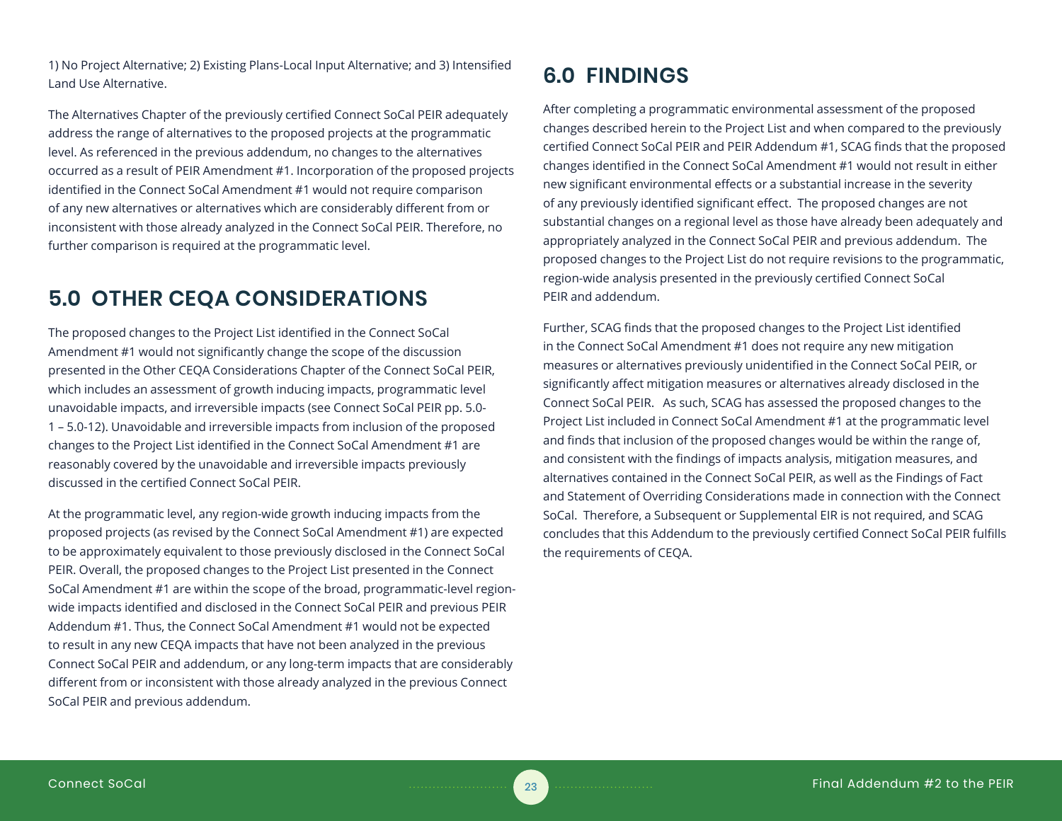1) No Project Alternative; 2) Existing Plans-Local Input Alternative; and 3) Intensified Land Use Alternative.

The Alternatives Chapter of the previously certified Connect SoCal PEIR adequately address the range of alternatives to the proposed projects at the programmatic level. As referenced in the previous addendum, no changes to the alternatives occurred as a result of PEIR Amendment #1. Incorporation of the proposed projects identified in the Connect SoCal Amendment #1 would not require comparison of any new alternatives or alternatives which are considerably different from or inconsistent with those already analyzed in the Connect SoCal PEIR. Therefore, no further comparison is required at the programmatic level.

## 5.0 OTHER CEQA CONSIDERATIONS

The proposed changes to the Project List identified in the Connect SoCal Amendment #1 would not significantly change the scope of the discussion presented in the Other CEQA Considerations Chapter of the Connect SoCal PEIR, which includes an assessment of growth inducing impacts, programmatic level unavoidable impacts, and irreversible impacts (see Connect SoCal PEIR pp. 5.0-1 – 5.0-12). Unavoidable and irreversible impacts from inclusion of the proposed changes to the Project List identified in the Connect SoCal Amendment #1 are reasonably covered by the unavoidable and irreversible impacts previously discussed in the certified Connect SoCal PEIR.

At the programmatic level, any region-wide growth inducing impacts from the proposed projects (as revised by the Connect SoCal Amendment #1) are expected to be approximately equivalent to those previously disclosed in the Connect SoCal PEIR. Overall, the proposed changes to the Project List presented in the Connect SoCal Amendment #1 are within the scope of the broad, programmatic-level region-wide impacts identified and disclosed in the Connect SoCal PEIR and previous PEIR Addendum #1. Thus, the Connect SoCal Amendment #1 would not be expected to result in any new CEQA impacts that have not been analyzed in the previous Connect SoCal PEIR and addendum, or any long-term impacts that are considerably different from or inconsistent with those already analyzed in the previous Connect SoCal PEIR and previous addendum.

## 6.0 FINDINGS

After completing a programmatic environmental assessment of the proposed changes described herein to the Project List and when compared to the previously certified Connect SoCal PEIR and PEIR Addendum #1, SCAG finds that the proposed changes identified in the Connect SoCal Amendment #1 would not result in either new significant environmental effects or a substantial increase in the severity of any previously identified significant effect. The proposed changes are not substantial changes on a regional level as those have already been adequately and appropriately analyzed in the Connect SoCal PEIR and previous addendum. The proposed changes to the Project List do not require revisions to the programmatic, region-wide analysis presented in the previously certified Connect SoCal PEIR and addendum.

Further, SCAG finds that the proposed changes to the Project List identified in the Connect SoCal Amendment #1 does not require any new mitigation measures or alternatives previously unidentified in the Connect SoCal PEIR, or significantly affect mitigation measures or alternatives already disclosed in the Connect SoCal PEIR. As such, SCAG has assessed the proposed changes to the Project List included in Connect SoCal Amendment #1 at the programmatic level and finds that inclusion of the proposed changes would be within the range of, and consistent with the findings of impacts analysis, mitigation measures, and alternatives contained in the Connect SoCal PEIR, as well as the Findings of Fact and Statement of Overriding Considerations made in connection with the Connect SoCal. Therefore, a Subsequent or Supplemental EIR is not required, and SCAG concludes that this Addendum to the previously certified Connect SoCal PEIR fulfills the requirements of CEQA.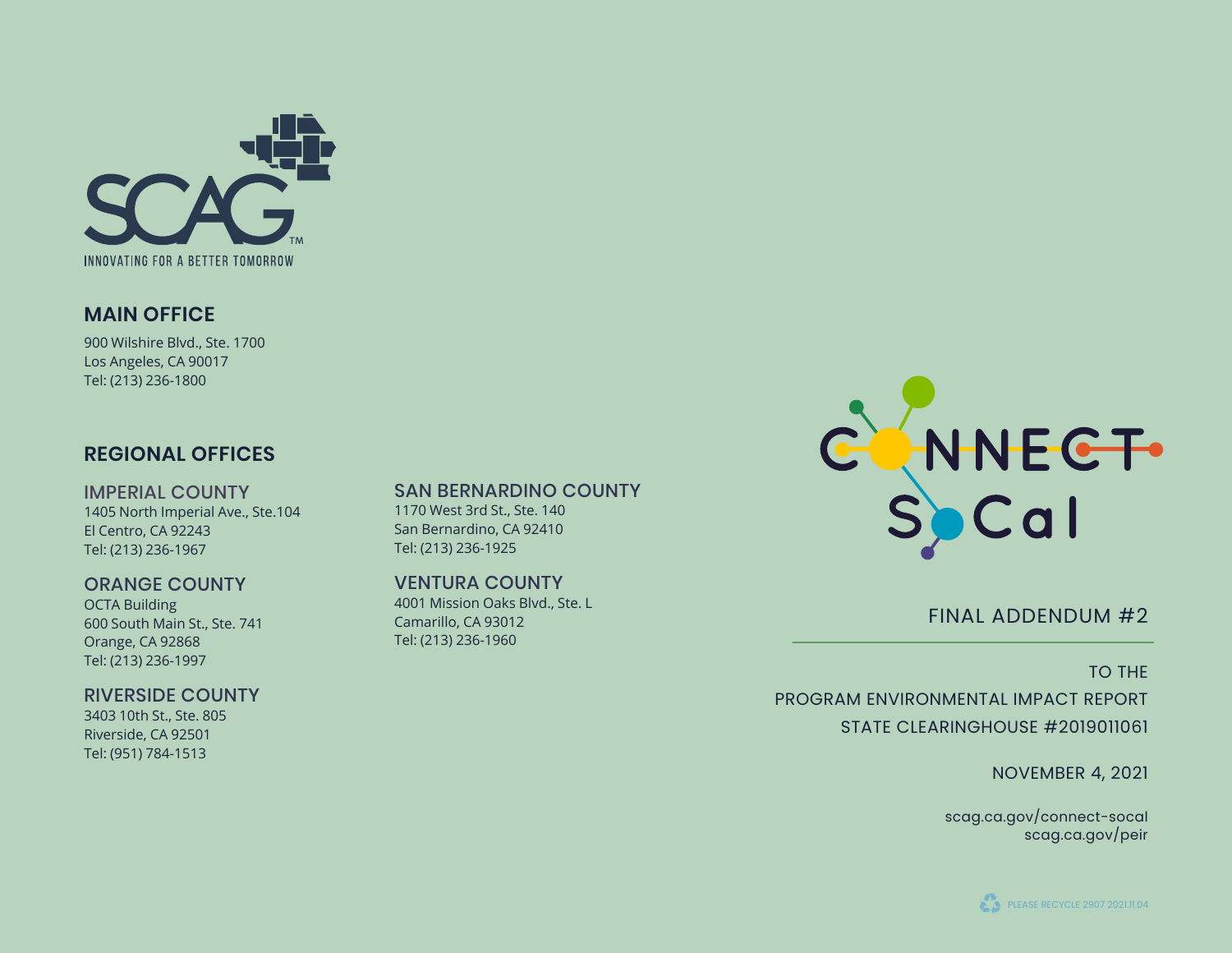SCAG™

INNOVATING FOR A BETTER TOMORROW

## MAIN OFFICE

900 Wilshire Blvd., Ste. 1700
Los Angeles, CA 90017
Tel: (213) 236-1800

## REGIONAL OFFICES

### IMPERIAL COUNTY

1405 North Imperial Ave., Ste.104
El Centro, CA 92243
Tel: (213) 236-1967

### ORANGE COUNTY

OCTA Building
600 South Main St., Ste. 741
Orange, CA 92868
Tel: (213) 236-1997

### RIVERSIDE COUNTY

3403 10th St., Ste. 805
Riverside, CA 92501
Tel: (951) 784-1513

### SAN BERNARDINO COUNTY

1170 West 3rd St., Ste. 140
San Bernardino, CA 92410
Tel: (213) 236-1925

### VENTURA COUNTY

4001 Mission Oaks Blvd., Ste. L
Camarillo, CA 93012
Tel: (213) 236-1960

CONNECT SoCal

FINAL ADDENDUM #2

TO THE
PROGRAM ENVIRONMENTAL IMPACT REPORT
STATE CLEARINGHOUSE #2019011061

NOVEMBER 4, 2021

scag.ca.gov/connect-socal
scag.ca.gov/peir

PLEASE RECYCLE 2907 2021.11.04